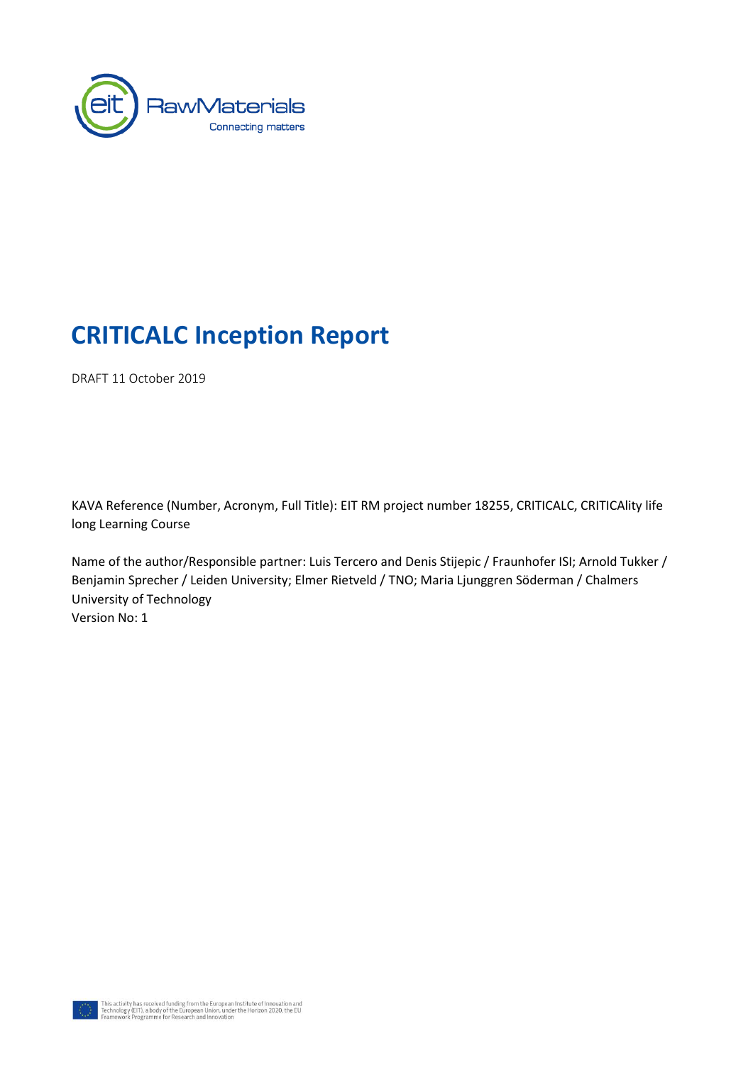# CRITICALC Inception Report

DRAFT 11 October 2019

KAVA Reference (Number, Acronym, Full Title): EIT RM project number 18255, CRITICALC, CRITICAlity life long Learning Course

Name of the author/Responsible partner: Luis Tercero and Denis Stijepic / Fraunhofer ISI; Arnold Tukker / Benjamin Sprecher / Leiden University; Elmer Rietveld / TNO; Maria Ljunggren Söderman / Chalmers University of Technology
Version No: 1

This activity has received funding from the European Institute of Innovation and Technology (EIT), a body of the European Union, under the Horizon 2020, the EU Framework Programme for Research and Innovation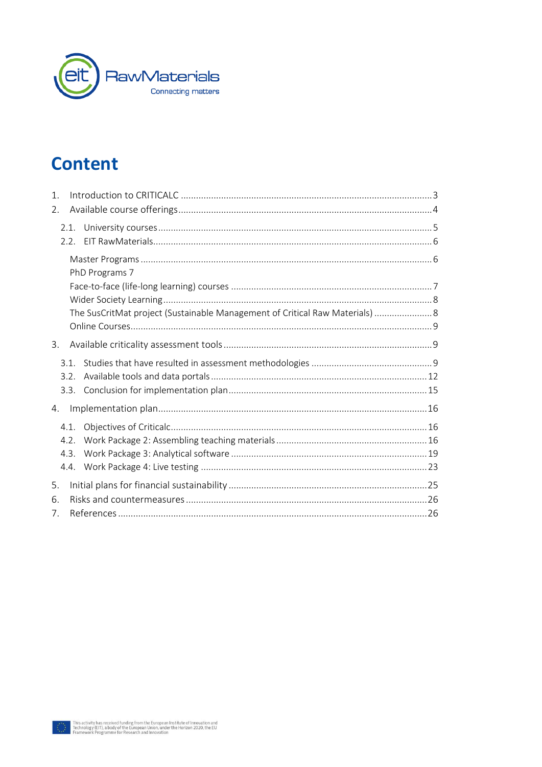# Content

1. Introduction to CRITICALC .......... 3
2. Available course offerings .......... 4
   - 2.1. University courses .......... 5
   - 2.2. EIT RawMaterials .......... 6
     - Master Programs .......... 6
     - PhD Programs 7
     - Face-to-face (life-long learning) courses .......... 7
     - Wider Society Learning .......... 8
     - The SusCritMat project (Sustainable Management of Critical Raw Materials) .......... 8
     - Online Courses .......... 9
3. Available criticality assessment tools .......... 9
   - 3.1. Studies that have resulted in assessment methodologies .......... 9
   - 3.2. Available tools and data portals .......... 12
   - 3.3. Conclusion for implementation plan .......... 15
4. Implementation plan .......... 16
   - 4.1. Objectives of Criticalc .......... 16
   - 4.2. Work Package 2: Assembling teaching materials .......... 16
   - 4.3. Work Package 3: Analytical software .......... 19
   - 4.4. Work Package 4: Live testing .......... 23
5. Initial plans for financial sustainability .......... 25
6. Risks and countermeasures .......... 26
7. References .......... 26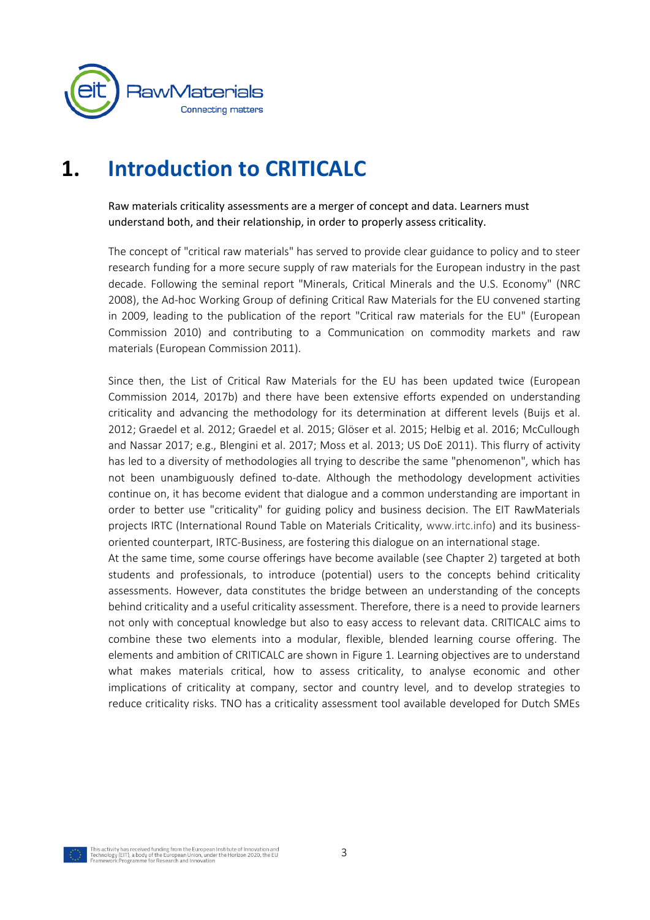# 1. Introduction to CRITICALC

Raw materials criticality assessments are a merger of concept and data. Learners must understand both, and their relationship, in order to properly assess criticality.

The concept of "critical raw materials" has served to provide clear guidance to policy and to steer research funding for a more secure supply of raw materials for the European industry in the past decade. Following the seminal report "Minerals, Critical Minerals and the U.S. Economy" (NRC 2008), the Ad-hoc Working Group of defining Critical Raw Materials for the EU convened starting in 2009, leading to the publication of the report "Critical raw materials for the EU" (European Commission 2010) and contributing to a Communication on commodity markets and raw materials (European Commission 2011).

Since then, the List of Critical Raw Materials for the EU has been updated twice (European Commission 2014, 2017b) and there have been extensive efforts expended on understanding criticality and advancing the methodology for its determination at different levels (Buijs et al. 2012; Graedel et al. 2012; Graedel et al. 2015; Glöser et al. 2015; Helbig et al. 2016; McCullough and Nassar 2017; e.g., Blengini et al. 2017; Moss et al. 2013; US DoE 2011). This flurry of activity has led to a diversity of methodologies all trying to describe the same "phenomenon", which has not been unambiguously defined to-date. Although the methodology development activities continue on, it has become evident that dialogue and a common understanding are important in order to better use "criticality" for guiding policy and business decision. The EIT RawMaterials projects IRTC (International Round Table on Materials Criticality, www.irtc.info) and its business-oriented counterpart, IRTC-Business, are fostering this dialogue on an international stage.
At the same time, some course offerings have become available (see Chapter 2) targeted at both students and professionals, to introduce (potential) users to the concepts behind criticality assessments. However, data constitutes the bridge between an understanding of the concepts behind criticality and a useful criticality assessment. Therefore, there is a need to provide learners not only with conceptual knowledge but also to easy access to relevant data. CRITICALC aims to combine these two elements into a modular, flexible, blended learning course offering. The elements and ambition of CRITICALC are shown in Figure 1. Learning objectives are to understand what makes materials critical, how to assess criticality, to analyse economic and other implications of criticality at company, sector and country level, and to develop strategies to reduce criticality risks. TNO has a criticality assessment tool available developed for Dutch SMEs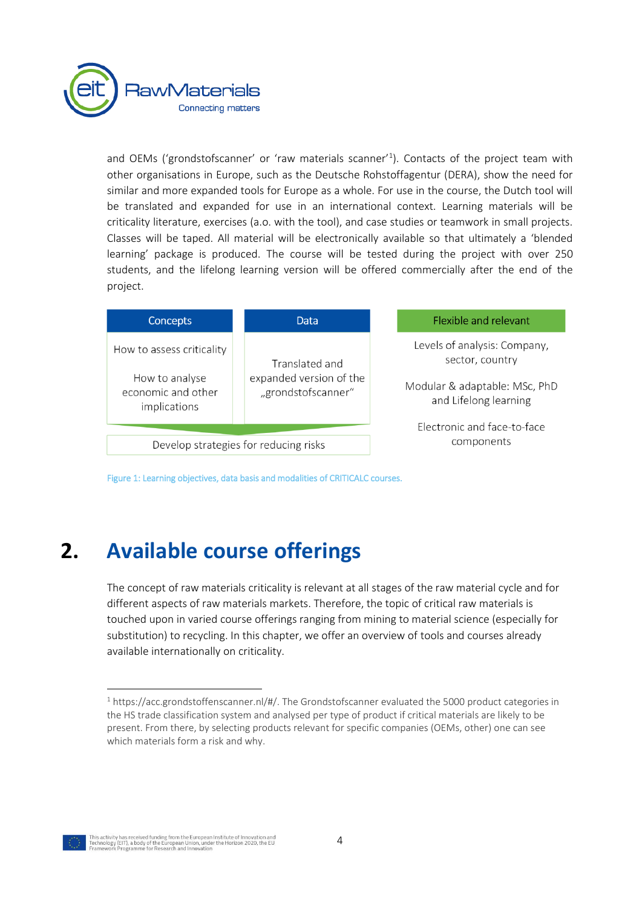and OEMs ('grondstofscanner' or 'raw materials scanner'[1]). Contacts of the project team with other organisations in Europe, such as the Deutsche Rohstoffagentur (DERA), show the need for similar and more expanded tools for Europe as a whole. For use in the course, the Dutch tool will be translated and expanded for use in an international context. Learning materials will be criticality literature, exercises (a.o. with the tool), and case studies or teamwork in small projects. Classes will be taped. All material will be electronically available so that ultimately a 'blended learning' package is produced. The course will be tested during the project with over 250 students, and the lifelong learning version will be offered commercially after the end of the project.

| Concepts | Data | Flexible and relevant |
|---|---|---|
| How to assess criticality<br><br>How to analyse economic and other implications | Translated and expanded version of the „grondstofscanner" | Levels of analysis: Company, sector, country<br><br>Modular & adaptable: MSc, PhD and Lifelong learning<br><br>Electronic and face-to-face components |
| Develop strategies for reducing risks | | |

Figure 1: Learning objectives, data basis and modalities of CRITICALC courses.

## 2. Available course offerings

The concept of raw materials criticality is relevant at all stages of the raw material cycle and for different aspects of raw materials markets. Therefore, the topic of critical raw materials is touched upon in varied course offerings ranging from mining to material science (especially for substitution) to recycling. In this chapter, we offer an overview of tools and courses already available internationally on criticality.

---

[1] https://acc.grondstoffenscanner.nl/#/. The Grondstofscanner evaluated the 5000 product categories in the HS trade classification system and analysed per type of product if critical materials are likely to be present. From there, by selecting products relevant for specific companies (OEMs, other) one can see which materials form a risk and why.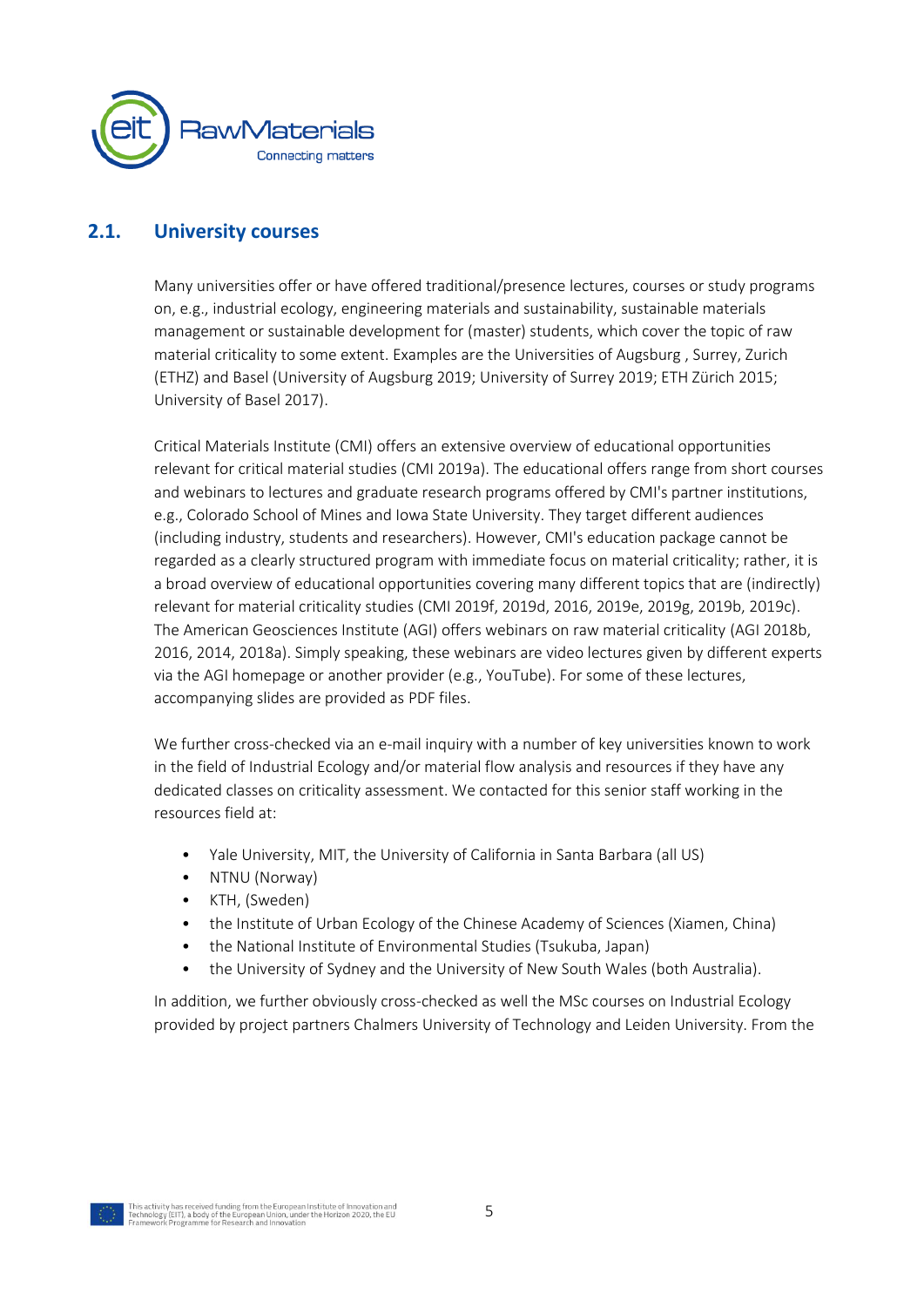## 2.1. University courses

Many universities offer or have offered traditional/presence lectures, courses or study programs on, e.g., industrial ecology, engineering materials and sustainability, sustainable materials management or sustainable development for (master) students, which cover the topic of raw material criticality to some extent. Examples are the Universities of Augsburg , Surrey, Zurich (ETHZ) and Basel (University of Augsburg 2019; University of Surrey 2019; ETH Zürich 2015; University of Basel 2017).

Critical Materials Institute (CMI) offers an extensive overview of educational opportunities relevant for critical material studies (CMI 2019a). The educational offers range from short courses and webinars to lectures and graduate research programs offered by CMI's partner institutions, e.g., Colorado School of Mines and Iowa State University. They target different audiences (including industry, students and researchers). However, CMI's education package cannot be regarded as a clearly structured program with immediate focus on material criticality; rather, it is a broad overview of educational opportunities covering many different topics that are (indirectly) relevant for material criticality studies (CMI 2019f, 2019d, 2016, 2019e, 2019g, 2019b, 2019c). The American Geosciences Institute (AGI) offers webinars on raw material criticality (AGI 2018b, 2016, 2014, 2018a). Simply speaking, these webinars are video lectures given by different experts via the AGI homepage or another provider (e.g., YouTube). For some of these lectures, accompanying slides are provided as PDF files.

We further cross-checked via an e-mail inquiry with a number of key universities known to work in the field of Industrial Ecology and/or material flow analysis and resources if they have any dedicated classes on criticality assessment. We contacted for this senior staff working in the resources field at:

- Yale University, MIT, the University of California in Santa Barbara (all US)
- NTNU (Norway)
- KTH, (Sweden)
- the Institute of Urban Ecology of the Chinese Academy of Sciences (Xiamen, China)
- the National Institute of Environmental Studies (Tsukuba, Japan)
- the University of Sydney and the University of New South Wales (both Australia).

In addition, we further obviously cross-checked as well the MSc courses on Industrial Ecology provided by project partners Chalmers University of Technology and Leiden University. From the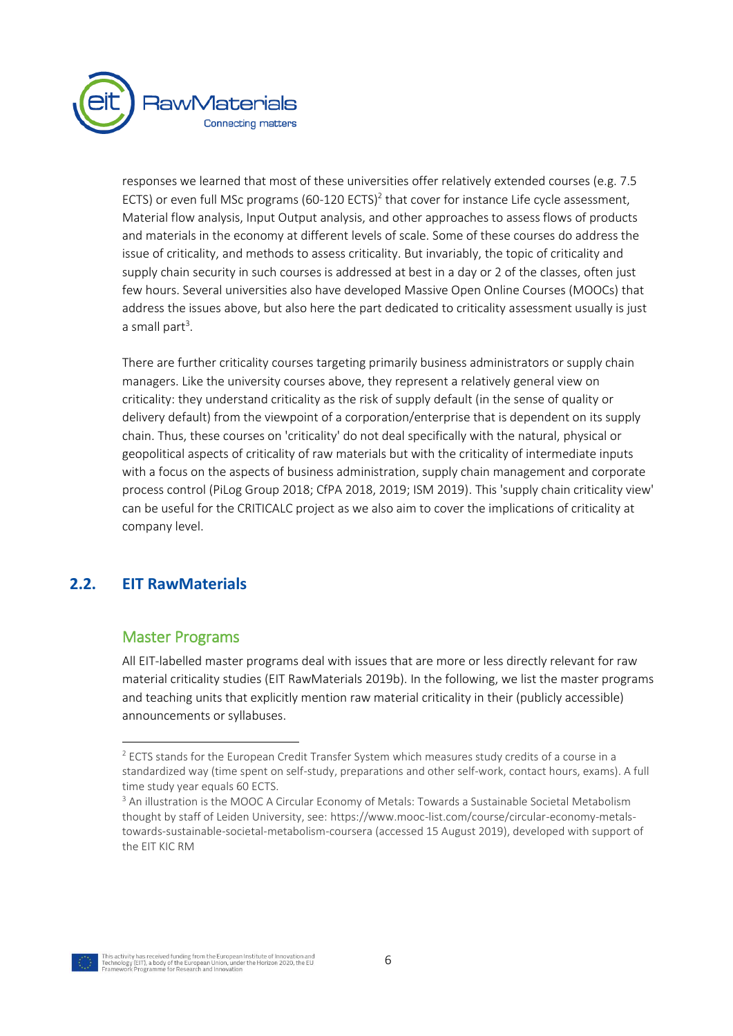responses we learned that most of these universities offer relatively extended courses (e.g. 7.5 ECTS) or even full MSc programs (60-120 ECTS)[2] that cover for instance Life cycle assessment, Material flow analysis, Input Output analysis, and other approaches to assess flows of products and materials in the economy at different levels of scale. Some of these courses do address the issue of criticality, and methods to assess criticality. But invariably, the topic of criticality and supply chain security in such courses is addressed at best in a day or 2 of the classes, often just few hours. Several universities also have developed Massive Open Online Courses (MOOCs) that address the issues above, but also here the part dedicated to criticality assessment usually is just a small part[3].

There are further criticality courses targeting primarily business administrators or supply chain managers. Like the university courses above, they represent a relatively general view on criticality: they understand criticality as the risk of supply default (in the sense of quality or delivery default) from the viewpoint of a corporation/enterprise that is dependent on its supply chain. Thus, these courses on 'criticality' do not deal specifically with the natural, physical or geopolitical aspects of criticality of raw materials but with the criticality of intermediate inputs with a focus on the aspects of business administration, supply chain management and corporate process control (PiLog Group 2018; CfPA 2018, 2019; ISM 2019). This 'supply chain criticality view' can be useful for the CRITICALC project as we also aim to cover the implications of criticality at company level.

## 2.2. EIT RawMaterials

### Master Programs

All EIT-labelled master programs deal with issues that are more or less directly relevant for raw material criticality studies (EIT RawMaterials 2019b). In the following, we list the master programs and teaching units that explicitly mention raw material criticality in their (publicly accessible) announcements or syllabuses.

---

[2] ECTS stands for the European Credit Transfer System which measures study credits of a course in a standardized way (time spent on self-study, preparations and other self-work, contact hours, exams). A full time study year equals 60 ECTS.

[3] An illustration is the MOOC A Circular Economy of Metals: Towards a Sustainable Societal Metabolism thought by staff of Leiden University, see: https://www.mooc-list.com/course/circular-economy-metals-towards-sustainable-societal-metabolism-coursera (accessed 15 August 2019), developed with support of the EIT KIC RM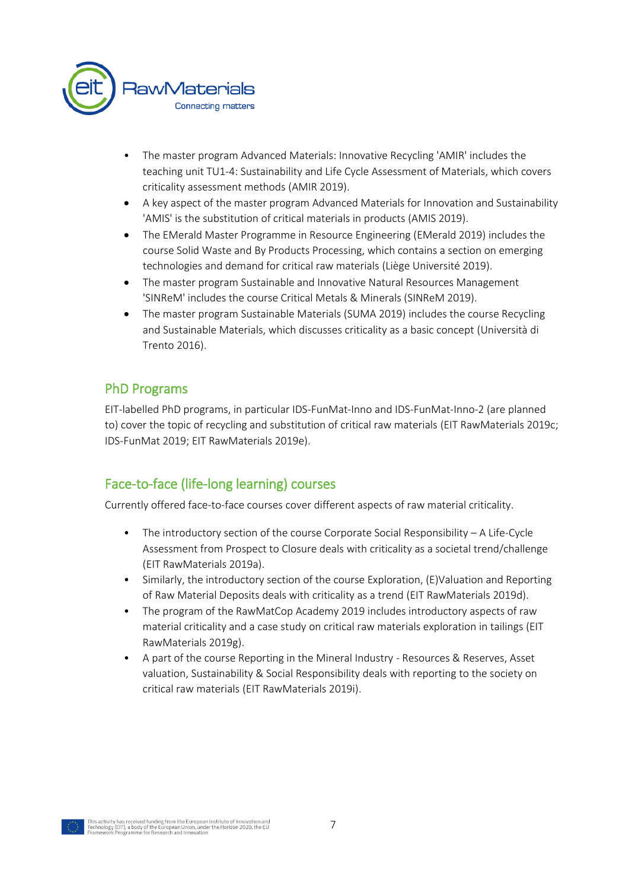- The master program Advanced Materials: Innovative Recycling 'AMIR' includes the teaching unit TU1-4: Sustainability and Life Cycle Assessment of Materials, which covers criticality assessment methods (AMIR 2019).
- A key aspect of the master program Advanced Materials for Innovation and Sustainability 'AMIS' is the substitution of critical materials in products (AMIS 2019).
- The EMerald Master Programme in Resource Engineering (EMerald 2019) includes the course Solid Waste and By Products Processing, which contains a section on emerging technologies and demand for critical raw materials (Liège Université 2019).
- The master program Sustainable and Innovative Natural Resources Management 'SINReM' includes the course Critical Metals & Minerals (SINReM 2019).
- The master program Sustainable Materials (SUMA 2019) includes the course Recycling and Sustainable Materials, which discusses criticality as a basic concept (Università di Trento 2016).

## PhD Programs

EIT-labelled PhD programs, in particular IDS-FunMat-Inno and IDS-FunMat-Inno-2 (are planned to) cover the topic of recycling and substitution of critical raw materials (EIT RawMaterials 2019c; IDS-FunMat 2019; EIT RawMaterials 2019e).

## Face-to-face (life-long learning) courses

Currently offered face-to-face courses cover different aspects of raw material criticality.

- The introductory section of the course Corporate Social Responsibility – A Life-Cycle Assessment from Prospect to Closure deals with criticality as a societal trend/challenge (EIT RawMaterials 2019a).
- Similarly, the introductory section of the course Exploration, (E)Valuation and Reporting of Raw Material Deposits deals with criticality as a trend (EIT RawMaterials 2019d).
- The program of the RawMatCop Academy 2019 includes introductory aspects of raw material criticality and a case study on critical raw materials exploration in tailings (EIT RawMaterials 2019g).
- A part of the course Reporting in the Mineral Industry - Resources & Reserves, Asset valuation, Sustainability & Social Responsibility deals with reporting to the society on critical raw materials (EIT RawMaterials 2019i).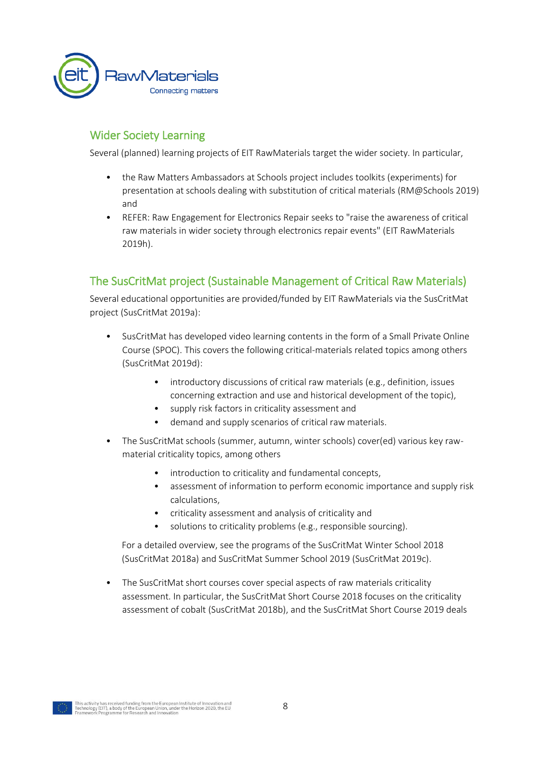## Wider Society Learning

Several (planned) learning projects of EIT RawMaterials target the wider society. In particular,

- the Raw Matters Ambassadors at Schools project includes toolkits (experiments) for presentation at schools dealing with substitution of critical materials (RM@Schools 2019) and
- REFER: Raw Engagement for Electronics Repair seeks to "raise the awareness of critical raw materials in wider society through electronics repair events" (EIT RawMaterials 2019h).

## The SusCritMat project (Sustainable Management of Critical Raw Materials)

Several educational opportunities are provided/funded by EIT RawMaterials via the SusCritMat project (SusCritMat 2019a):

- SusCritMat has developed video learning contents in the form of a Small Private Online Course (SPOC). This covers the following critical-materials related topics among others (SusCritMat 2019d):
    - introductory discussions of critical raw materials (e.g., definition, issues concerning extraction and use and historical development of the topic),
    - supply risk factors in criticality assessment and
    - demand and supply scenarios of critical raw materials.
- The SusCritMat schools (summer, autumn, winter schools) cover(ed) various key raw-material criticality topics, among others
    - introduction to criticality and fundamental concepts,
    - assessment of information to perform economic importance and supply risk calculations,
    - criticality assessment and analysis of criticality and
    - solutions to criticality problems (e.g., responsible sourcing).

  For a detailed overview, see the programs of the SusCritMat Winter School 2018 (SusCritMat 2018a) and SusCritMat Summer School 2019 (SusCritMat 2019c).

- The SusCritMat short courses cover special aspects of raw materials criticality assessment. In particular, the SusCritMat Short Course 2018 focuses on the criticality assessment of cobalt (SusCritMat 2018b), and the SusCritMat Short Course 2019 deals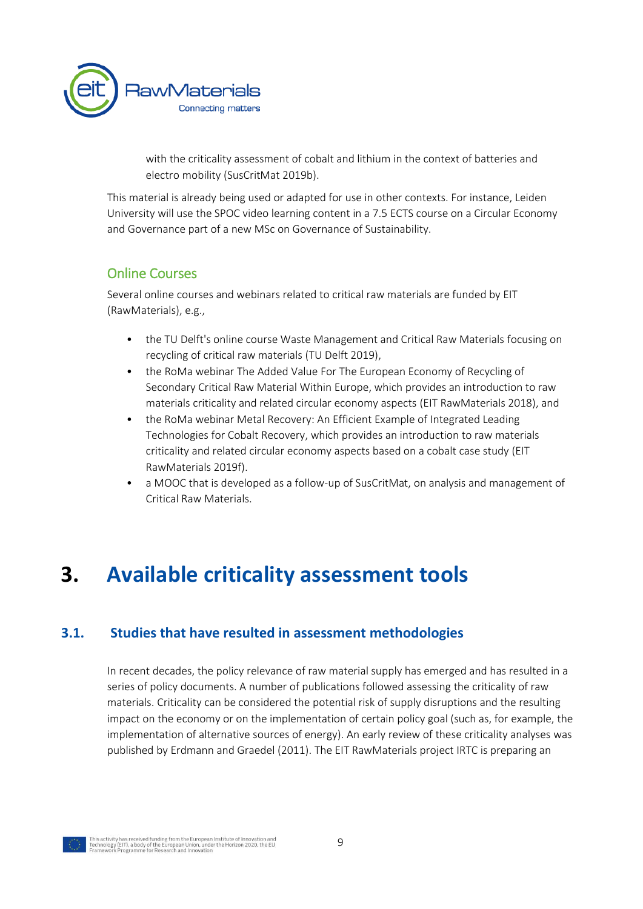with the criticality assessment of cobalt and lithium in the context of batteries and electro mobility (SusCritMat 2019b).

This material is already being used or adapted for use in other contexts. For instance, Leiden University will use the SPOC video learning content in a 7.5 ECTS course on a Circular Economy and Governance part of a new MSc on Governance of Sustainability.

### Online Courses

Several online courses and webinars related to critical raw materials are funded by EIT (RawMaterials), e.g.,

- the TU Delft's online course Waste Management and Critical Raw Materials focusing on recycling of critical raw materials (TU Delft 2019),
- the RoMa webinar The Added Value For The European Economy of Recycling of Secondary Critical Raw Material Within Europe, which provides an introduction to raw materials criticality and related circular economy aspects (EIT RawMaterials 2018), and
- the RoMa webinar Metal Recovery: An Efficient Example of Integrated Leading Technologies for Cobalt Recovery, which provides an introduction to raw materials criticality and related circular economy aspects based on a cobalt case study (EIT RawMaterials 2019f).
- a MOOC that is developed as a follow-up of SusCritMat, on analysis and management of Critical Raw Materials.

# 3. Available criticality assessment tools

## 3.1. Studies that have resulted in assessment methodologies

In recent decades, the policy relevance of raw material supply has emerged and has resulted in a series of policy documents. A number of publications followed assessing the criticality of raw materials. Criticality can be considered the potential risk of supply disruptions and the resulting impact on the economy or on the implementation of certain policy goal (such as, for example, the implementation of alternative sources of energy). An early review of these criticality analyses was published by Erdmann and Graedel (2011). The EIT RawMaterials project IRTC is preparing an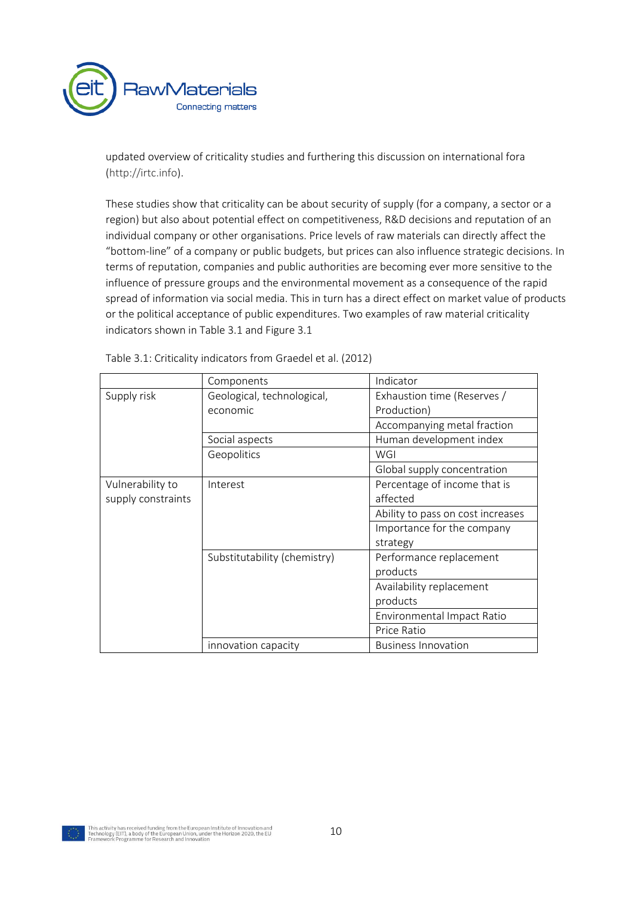updated overview of criticality studies and furthering this discussion on international fora (http://irtc.info).

These studies show that criticality can be about security of supply (for a company, a sector or a region) but also about potential effect on competitiveness, R&D decisions and reputation of an individual company or other organisations. Price levels of raw materials can directly affect the "bottom-line" of a company or public budgets, but prices can also influence strategic decisions. In terms of reputation, companies and public authorities are becoming ever more sensitive to the influence of pressure groups and the environmental movement as a consequence of the rapid spread of information via social media. This in turn has a direct effect on market value of products or the political acceptance of public expenditures. Two examples of raw material criticality indicators shown in Table 3.1 and Figure 3.1

Table 3.1: Criticality indicators from Graedel et al. (2012)

| | Components | Indicator |
|---|---|---|
| Supply risk | Geological, technological, economic | Exhaustion time (Reserves / Production) |
| | | Accompanying metal fraction |
| | Social aspects | Human development index |
| | Geopolitics | WGI |
| | | Global supply concentration |
| Vulnerability to supply constraints | Interest | Percentage of income that is affected |
| | | Ability to pass on cost increases |
| | | Importance for the company strategy |
| | Substitutability (chemistry) | Performance replacement products |
| | | Availability replacement products |
| | | Environmental Impact Ratio |
| | | Price Ratio |
| | innovation capacity | Business Innovation |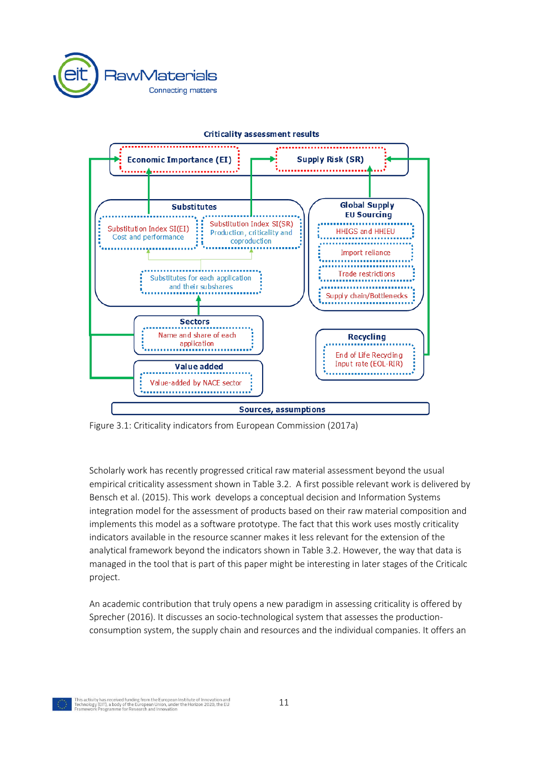**Criticality assessment results**

- Economic Importance (EI)
- Supply Risk (SR)
- **Substitutes**
  - Substitution Index SI(EI) — Cost and performance
  - Substitution Index SI(SR) — Production, criticality and coproduction
  - Substitutes for each application and their subshares
- **Global Supply EU Sourcing**
  - HHIGS and HHIEU
  - Import reliance
  - Trade restrictions
  - Supply chain/Bottlenecks
- **Sectors**
  - Name and share of each application
- **Recycling**
  - End of Life Recycling Input rate (EOL-RIR)
- **Value added**
  - Value-added by NACE sector
- **Sources, assumptions**

Figure 3.1: Criticality indicators from European Commission (2017a)

Scholarly work has recently progressed critical raw material assessment beyond the usual empirical criticality assessment shown in Table 3.2. A first possible relevant work is delivered by Bensch et al. (2015). This work develops a conceptual decision and Information Systems integration model for the assessment of products based on their raw material composition and implements this model as a software prototype. The fact that this work uses mostly criticality indicators available in the resource scanner makes it less relevant for the extension of the analytical framework beyond the indicators shown in Table 3.2. However, the way that data is managed in the tool that is part of this paper might be interesting in later stages of the Criticalc project.

An academic contribution that truly opens a new paradigm in assessing criticality is offered by Sprecher (2016). It discusses an socio-technological system that assesses the production-consumption system, the supply chain and resources and the individual companies. It offers an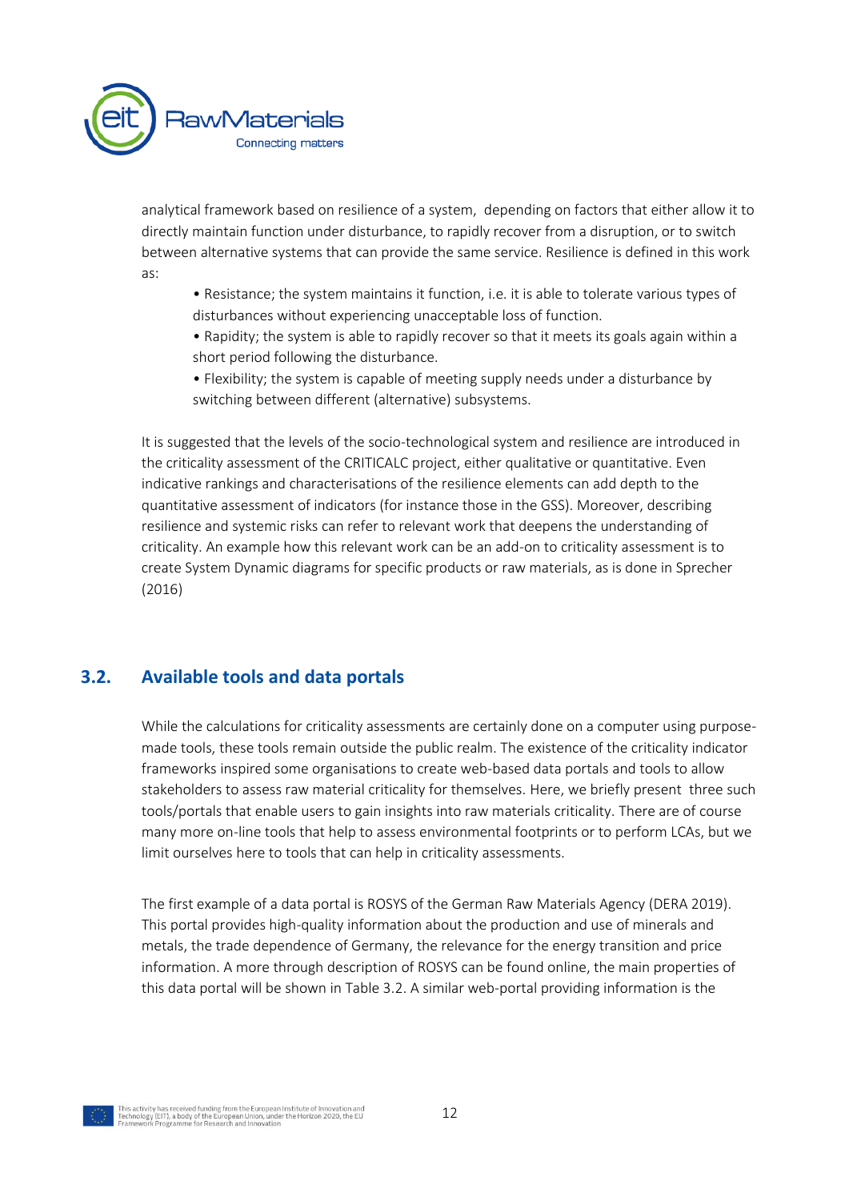analytical framework based on resilience of a system, depending on factors that either allow it to directly maintain function under disturbance, to rapidly recover from a disruption, or to switch between alternative systems that can provide the same service. Resilience is defined in this work as:

- Resistance; the system maintains it function, i.e. it is able to tolerate various types of disturbances without experiencing unacceptable loss of function.
- Rapidity; the system is able to rapidly recover so that it meets its goals again within a short period following the disturbance.
- Flexibility; the system is capable of meeting supply needs under a disturbance by switching between different (alternative) subsystems.

It is suggested that the levels of the socio-technological system and resilience are introduced in the criticality assessment of the CRITICALC project, either qualitative or quantitative. Even indicative rankings and characterisations of the resilience elements can add depth to the quantitative assessment of indicators (for instance those in the GSS). Moreover, describing resilience and systemic risks can refer to relevant work that deepens the understanding of criticality. An example how this relevant work can be an add-on to criticality assessment is to create System Dynamic diagrams for specific products or raw materials, as is done in Sprecher (2016)

## 3.2. Available tools and data portals

While the calculations for criticality assessments are certainly done on a computer using purpose-made tools, these tools remain outside the public realm. The existence of the criticality indicator frameworks inspired some organisations to create web-based data portals and tools to allow stakeholders to assess raw material criticality for themselves. Here, we briefly present three such tools/portals that enable users to gain insights into raw materials criticality. There are of course many more on-line tools that help to assess environmental footprints or to perform LCAs, but we limit ourselves here to tools that can help in criticality assessments.

The first example of a data portal is ROSYS of the German Raw Materials Agency (DERA 2019). This portal provides high-quality information about the production and use of minerals and metals, the trade dependence of Germany, the relevance for the energy transition and price information. A more through description of ROSYS can be found online, the main properties of this data portal will be shown in Table 3.2. A similar web-portal providing information is the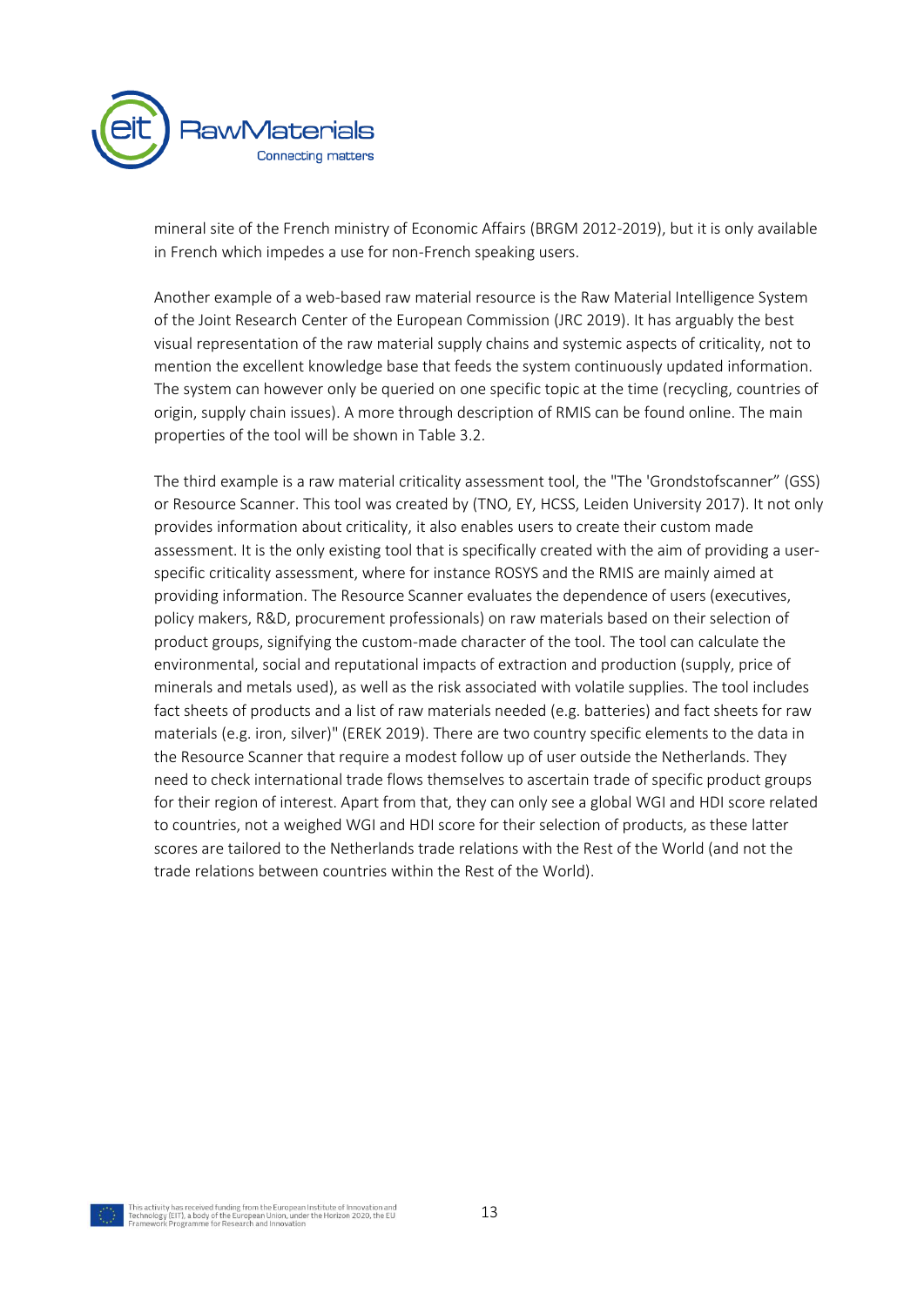mineral site of the French ministry of Economic Affairs (BRGM 2012-2019), but it is only available in French which impedes a use for non-French speaking users.

Another example of a web-based raw material resource is the Raw Material Intelligence System of the Joint Research Center of the European Commission (JRC 2019). It has arguably the best visual representation of the raw material supply chains and systemic aspects of criticality, not to mention the excellent knowledge base that feeds the system continuously updated information. The system can however only be queried on one specific topic at the time (recycling, countries of origin, supply chain issues). A more through description of RMIS can be found online. The main properties of the tool will be shown in Table 3.2.

The third example is a raw material criticality assessment tool, the "The 'Grondstofscanner" (GSS) or Resource Scanner. This tool was created by (TNO, EY, HCSS, Leiden University 2017). It not only provides information about criticality, it also enables users to create their custom made assessment. It is the only existing tool that is specifically created with the aim of providing a user-specific criticality assessment, where for instance ROSYS and the RMIS are mainly aimed at providing information. The Resource Scanner evaluates the dependence of users (executives, policy makers, R&D, procurement professionals) on raw materials based on their selection of product groups, signifying the custom-made character of the tool. The tool can calculate the environmental, social and reputational impacts of extraction and production (supply, price of minerals and metals used), as well as the risk associated with volatile supplies. The tool includes fact sheets of products and a list of raw materials needed (e.g. batteries) and fact sheets for raw materials (e.g. iron, silver)" (EREK 2019). There are two country specific elements to the data in the Resource Scanner that require a modest follow up of user outside the Netherlands. They need to check international trade flows themselves to ascertain trade of specific product groups for their region of interest. Apart from that, they can only see a global WGI and HDI score related to countries, not a weighed WGI and HDI score for their selection of products, as these latter scores are tailored to the Netherlands trade relations with the Rest of the World (and not the trade relations between countries within the Rest of the World).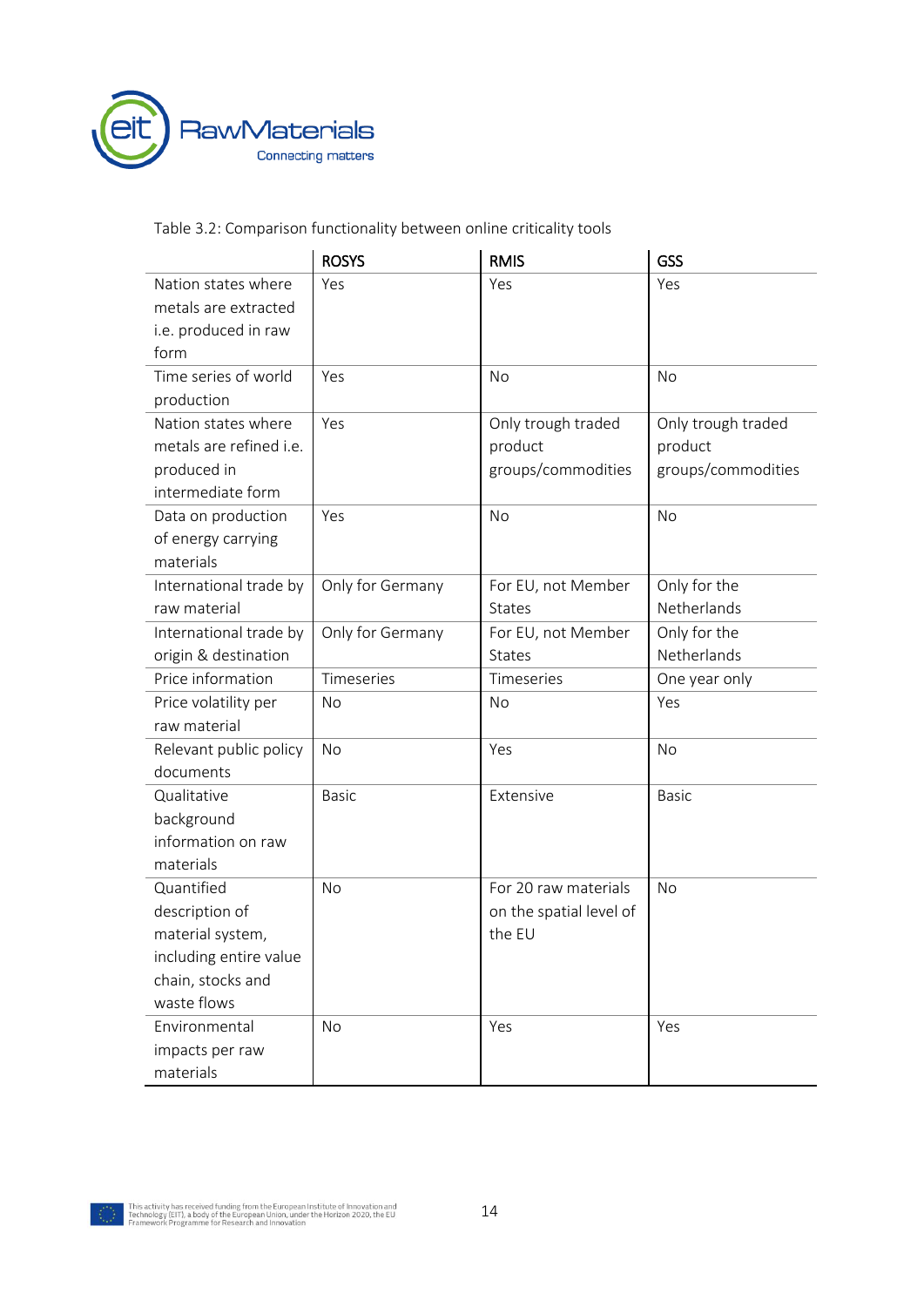Table 3.2: Comparison functionality between online criticality tools

| | ROSYS | RMIS | GSS |
|---|---|---|---|
| Nation states where metals are extracted i.e. produced in raw form | Yes | Yes | Yes |
| Time series of world production | Yes | No | No |
| Nation states where metals are refined i.e. produced in intermediate form | Yes | Only trough traded product groups/commodities | Only trough traded product groups/commodities |
| Data on production of energy carrying materials | Yes | No | No |
| International trade by raw material | Only for Germany | For EU, not Member States | Only for the Netherlands |
| International trade by origin & destination | Only for Germany | For EU, not Member States | Only for the Netherlands |
| Price information | Timeseries | Timeseries | One year only |
| Price volatility per raw material | No | No | Yes |
| Relevant public policy documents | No | Yes | No |
| Qualitative background information on raw materials | Basic | Extensive | Basic |
| Quantified description of material system, including entire value chain, stocks and waste flows | No | For 20 raw materials on the spatial level of the EU | No |
| Environmental impacts per raw materials | No | Yes | Yes |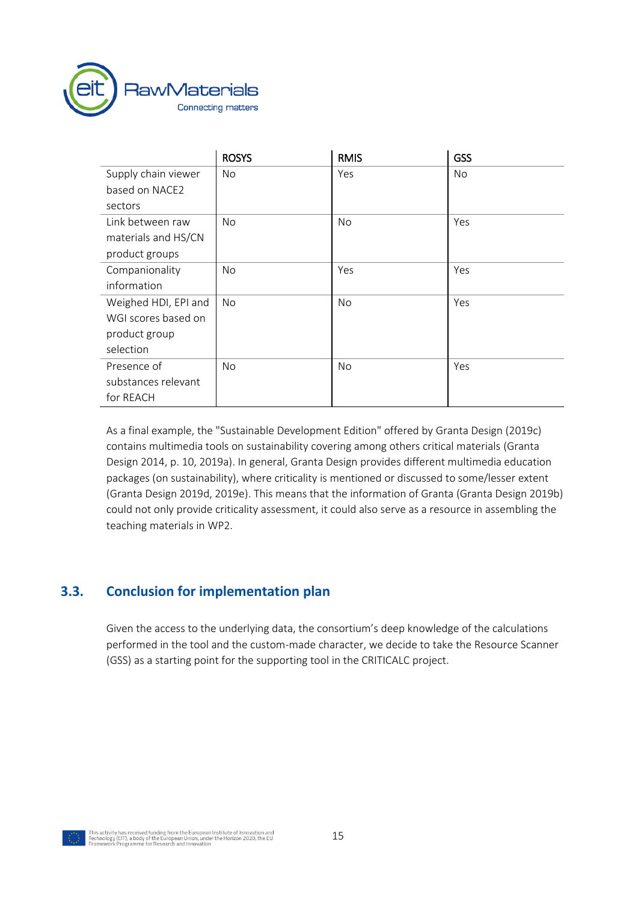| | ROSYS | RMIS | GSS |
|---|---|---|---|
| Supply chain viewer based on NACE2 sectors | No | Yes | No |
| Link between raw materials and HS/CN product groups | No | No | Yes |
| Companionality information | No | Yes | Yes |
| Weighed HDI, EPI and WGI scores based on product group selection | No | No | Yes |
| Presence of substances relevant for REACH | No | No | Yes |

As a final example, the "Sustainable Development Edition" offered by Granta Design (2019c) contains multimedia tools on sustainability covering among others critical materials (Granta Design 2014, p. 10, 2019a). In general, Granta Design provides different multimedia education packages (on sustainability), where criticality is mentioned or discussed to some/lesser extent (Granta Design 2019d, 2019e). This means that the information of Granta (Granta Design 2019b) could not only provide criticality assessment, it could also serve as a resource in assembling the teaching materials in WP2.

## 3.3. Conclusion for implementation plan

Given the access to the underlying data, the consortium's deep knowledge of the calculations performed in the tool and the custom-made character, we decide to take the Resource Scanner (GSS) as a starting point for the supporting tool in the CRITICALC project.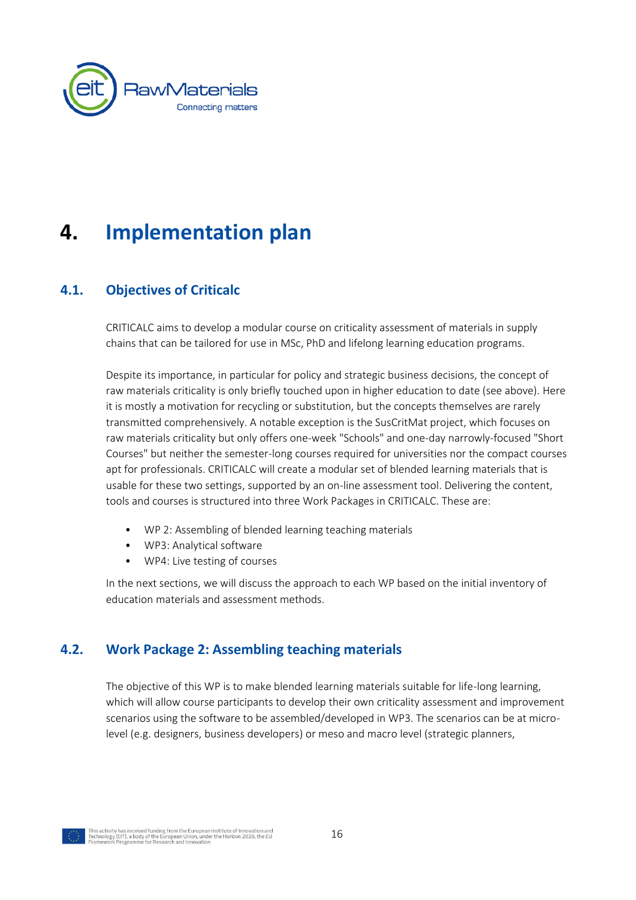# 4. Implementation plan

## 4.1. Objectives of Criticalc

CRITICALC aims to develop a modular course on criticality assessment of materials in supply chains that can be tailored for use in MSc, PhD and lifelong learning education programs.

Despite its importance, in particular for policy and strategic business decisions, the concept of raw materials criticality is only briefly touched upon in higher education to date (see above). Here it is mostly a motivation for recycling or substitution, but the concepts themselves are rarely transmitted comprehensively. A notable exception is the SusCritMat project, which focuses on raw materials criticality but only offers one-week "Schools" and one-day narrowly-focused "Short Courses" but neither the semester-long courses required for universities nor the compact courses apt for professionals. CRITICALC will create a modular set of blended learning materials that is usable for these two settings, supported by an on-line assessment tool. Delivering the content, tools and courses is structured into three Work Packages in CRITICALC. These are:

- WP 2: Assembling of blended learning teaching materials
- WP3: Analytical software
- WP4: Live testing of courses

In the next sections, we will discuss the approach to each WP based on the initial inventory of education materials and assessment methods.

## 4.2. Work Package 2: Assembling teaching materials

The objective of this WP is to make blended learning materials suitable for life-long learning, which will allow course participants to develop their own criticality assessment and improvement scenarios using the software to be assembled/developed in WP3. The scenarios can be at micro-level (e.g. designers, business developers) or meso and macro level (strategic planners,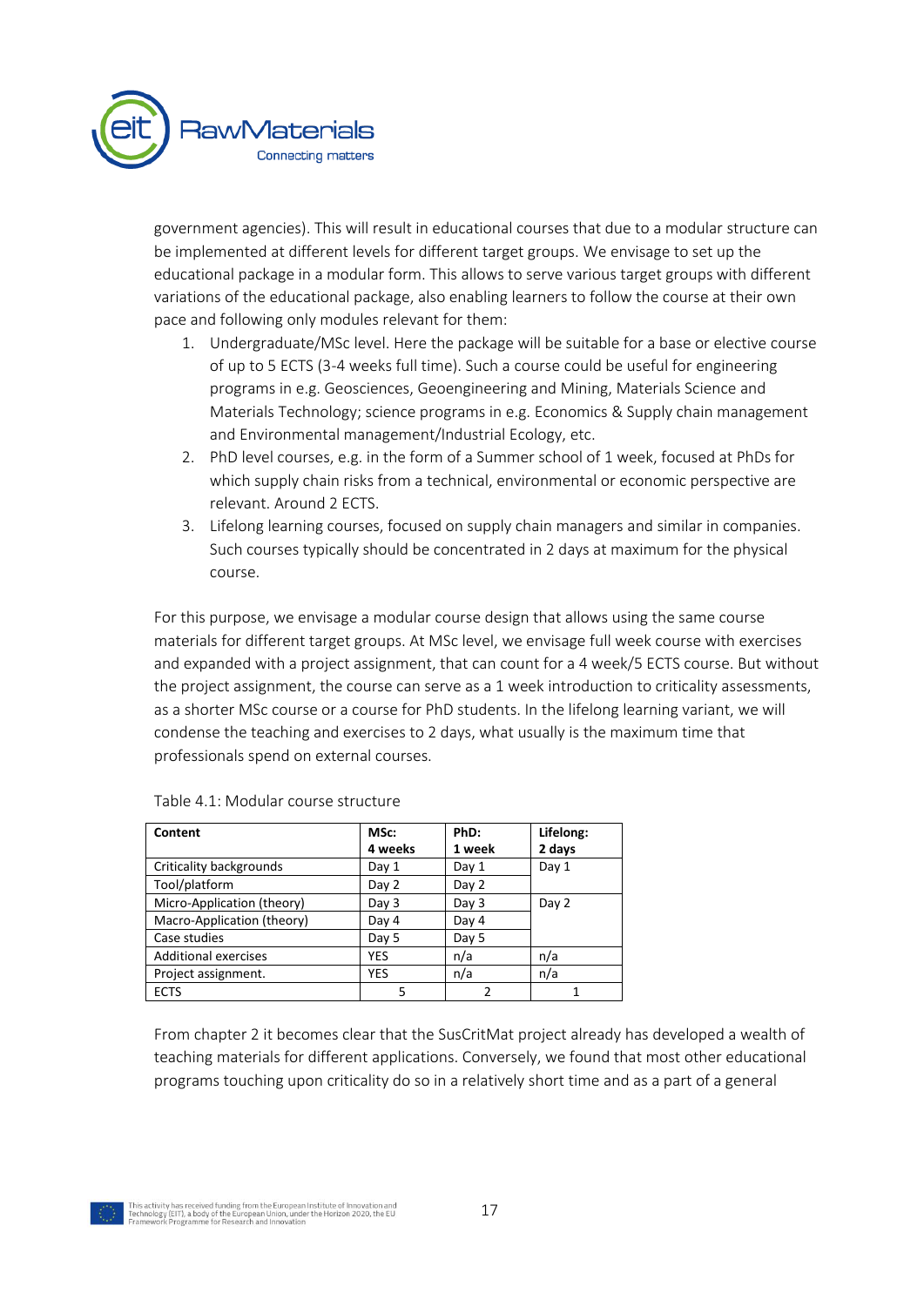government agencies). This will result in educational courses that due to a modular structure can be implemented at different levels for different target groups. We envisage to set up the educational package in a modular form. This allows to serve various target groups with different variations of the educational package, also enabling learners to follow the course at their own pace and following only modules relevant for them:

1. Undergraduate/MSc level. Here the package will be suitable for a base or elective course of up to 5 ECTS (3-4 weeks full time). Such a course could be useful for engineering programs in e.g. Geosciences, Geoengineering and Mining, Materials Science and Materials Technology; science programs in e.g. Economics & Supply chain management and Environmental management/Industrial Ecology, etc.
2. PhD level courses, e.g. in the form of a Summer school of 1 week, focused at PhDs for which supply chain risks from a technical, environmental or economic perspective are relevant. Around 2 ECTS.
3. Lifelong learning courses, focused on supply chain managers and similar in companies. Such courses typically should be concentrated in 2 days at maximum for the physical course.

For this purpose, we envisage a modular course design that allows using the same course materials for different target groups. At MSc level, we envisage full week course with exercises and expanded with a project assignment, that can count for a 4 week/5 ECTS course. But without the project assignment, the course can serve as a 1 week introduction to criticality assessments, as a shorter MSc course or a course for PhD students. In the lifelong learning variant, we will condense the teaching and exercises to 2 days, what usually is the maximum time that professionals spend on external courses.

Table 4.1: Modular course structure

| **Content** | **MSc: 4 weeks** | **PhD: 1 week** | **Lifelong: 2 days** |
|---|---|---|---|
| Criticality backgrounds | Day 1 | Day 1 | Day 1 |
| Tool/platform | Day 2 | Day 2 | |
| Micro-Application (theory) | Day 3 | Day 3 | Day 2 |
| Macro-Application (theory) | Day 4 | Day 4 | |
| Case studies | Day 5 | Day 5 | |
| Additional exercises | YES | n/a | n/a |
| Project assignment. | YES | n/a | n/a |
| ECTS | 5 | 2 | 1 |

From chapter 2 it becomes clear that the SusCritMat project already has developed a wealth of teaching materials for different applications. Conversely, we found that most other educational programs touching upon criticality do so in a relatively short time and as a part of a general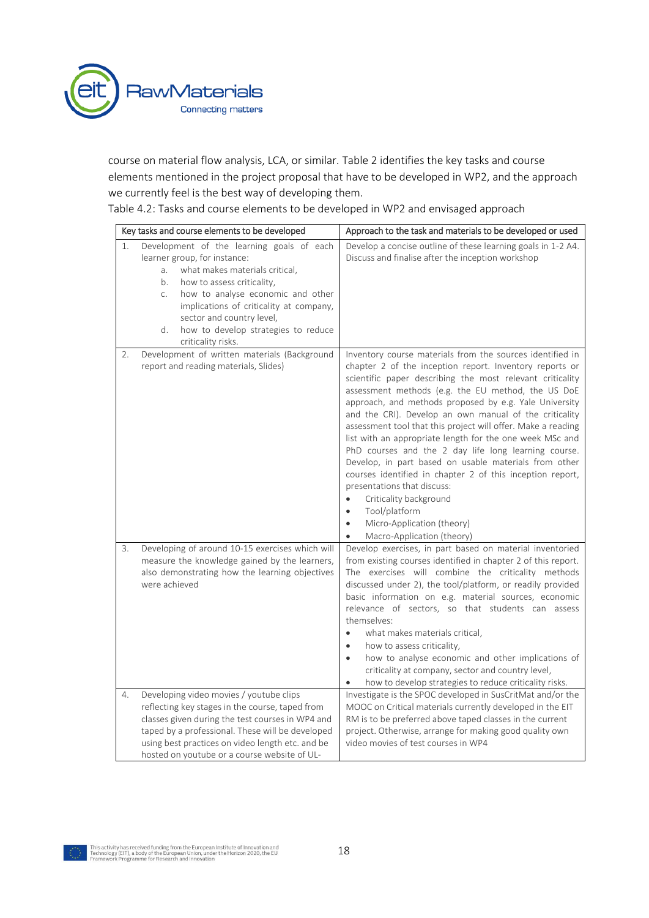course on material flow analysis, LCA, or similar. Table 2 identifies the key tasks and course elements mentioned in the project proposal that have to be developed in WP2, and the approach we currently feel is the best way of developing them.

Table 4.2: Tasks and course elements to be developed in WP2 and envisaged approach

| Key tasks and course elements to be developed | Approach to the task and materials to be developed or used |
|---|---|
| 1. Development of the learning goals of each learner group, for instance:<br>a. what makes materials critical,<br>b. how to assess criticality,<br>c. how to analyse economic and other implications of criticality at company, sector and country level,<br>d. how to develop strategies to reduce criticality risks. | Develop a concise outline of these learning goals in 1-2 A4. Discuss and finalise after the inception workshop |
| 2. Development of written materials (Background report and reading materials, Slides) | Inventory course materials from the sources identified in chapter 2 of the inception report. Inventory scientific reports or scientific paper describing the most relevant criticality assessment methods (e.g. the EU method, the US DoE approach, and methods proposed by e.g. Yale University and the CRI). Develop an own manual of the criticality assessment tool that this project will offer. Make a reading list with an appropriate length for the one week MSc and PhD courses and the 2 day life long learning course. Develop, in part based on usable materials from other courses identified in chapter 2 of this inception report, presentations that discuss:<br>• Criticality background<br>• Tool/platform<br>• Micro-Application (theory)<br>• Macro-Application (theory) |
| 3. Developing of around 10-15 exercises which will measure the knowledge gained by the learners, also demonstrating how the learning objectives were achieved | Develop exercises, in part based on material inventoried from existing courses identified in chapter 2 of this report. The exercises will combine the criticality methods discussed under 2), the tool/platform, or readily provided basic information on e.g. material sources, economic relevance of sectors, so that students can assess themselves:<br>• what makes materials critical,<br>• how to assess criticality,<br>• how to analyse economic and other implications of criticality at company, sector and country level,<br>• how to develop strategies to reduce criticality risks. |
| 4. Developing video movies / youtube clips reflecting key stages in the course, taped from classes given during the test courses in WP4 and taped by a professional. These will be developed using best practices on video length etc. and be hosted on youtube or a course website of UL- | Investigate is the SPOC developed in SusCritMat and/or the MOOC on Critical materials currently developed in the EIT RM is to be preferred above taped classes in the current project. Otherwise, arrange for making good quality own video movies of test courses in WP4 |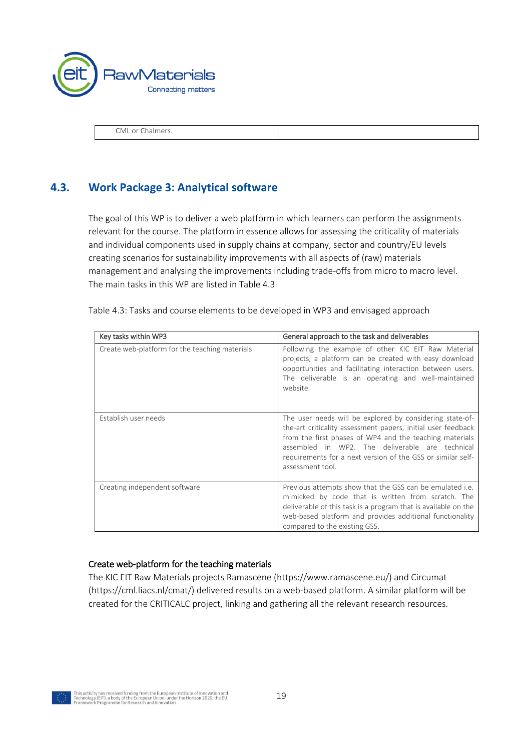| CML or Chalmers. | |
|---|---|

## 4.3. Work Package 3: Analytical software

The goal of this WP is to deliver a web platform in which learners can perform the assignments relevant for the course. The platform in essence allows for assessing the criticality of materials and individual components used in supply chains at company, sector and country/EU levels creating scenarios for sustainability improvements with all aspects of (raw) materials management and analysing the improvements including trade-offs from micro to macro level. The main tasks in this WP are listed in Table 4.3

Table 4.3: Tasks and course elements to be developed in WP3 and envisaged approach

| Key tasks within WP3 | General approach to the task and deliverables |
|---|---|
| Create web-platform for the teaching materials | Following the example of other KIC EIT Raw Material projects, a platform can be created with easy download opportunities and facilitating interaction between users. The deliverable is an operating and well-maintained website. |
| Establish user needs | The user needs will be explored by considering state-of-the-art criticality assessment papers, initial user feedback from the first phases of WP4 and the teaching materials assembled in WP2. The deliverable are technical requirements for a next version of the GSS or similar self-assessment tool. |
| Creating independent software | Previous attempts show that the GSS can be emulated i.e. mimicked by code that is written from scratch. The deliverable of this task is a program that is available on the web-based platform and provides additional functionality compared to the existing GSS. |

### Create web-platform for the teaching materials

The KIC EIT Raw Materials projects Ramascene (https://www.ramascene.eu/) and Circumat (https://cml.liacs.nl/cmat/) delivered results on a web-based platform. A similar platform will be created for the CRITICALC project, linking and gathering all the relevant research resources.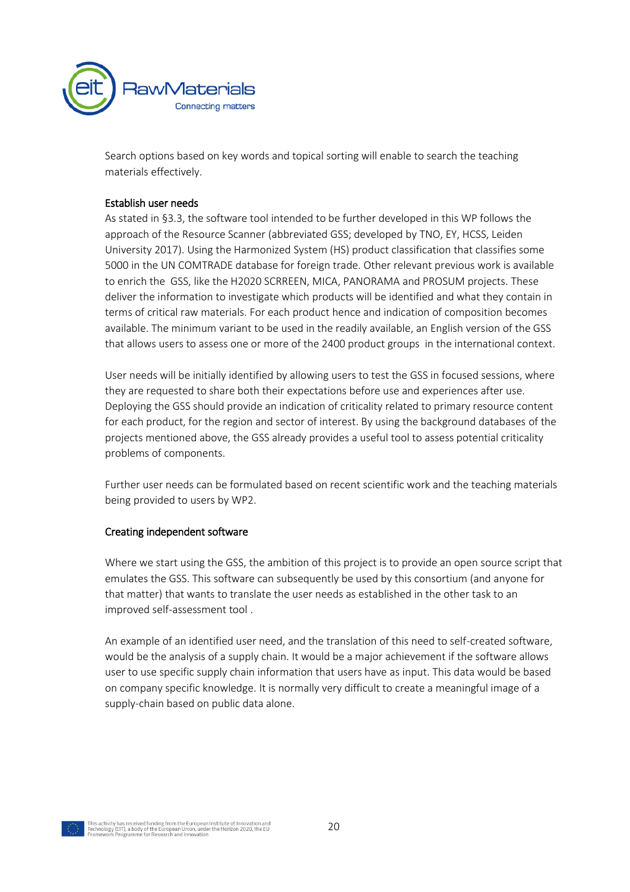Search options based on key words and topical sorting will enable to search the teaching materials effectively.

### Establish user needs

As stated in §3.3, the software tool intended to be further developed in this WP follows the approach of the Resource Scanner (abbreviated GSS; developed by TNO, EY, HCSS, Leiden University 2017). Using the Harmonized System (HS) product classification that classifies some 5000 in the UN COMTRADE database for foreign trade. Other relevant previous work is available to enrich the GSS, like the H2020 SCRREEN, MICA, PANORAMA and PROSUM projects. These deliver the information to investigate which products will be identified and what they contain in terms of critical raw materials. For each product hence and indication of composition becomes available. The minimum variant to be used in the readily available, an English version of the GSS that allows users to assess one or more of the 2400 product groups in the international context.

User needs will be initially identified by allowing users to test the GSS in focused sessions, where they are requested to share both their expectations before use and experiences after use. Deploying the GSS should provide an indication of criticality related to primary resource content for each product, for the region and sector of interest. By using the background databases of the projects mentioned above, the GSS already provides a useful tool to assess potential criticality problems of components.

Further user needs can be formulated based on recent scientific work and the teaching materials being provided to users by WP2.

### Creating independent software

Where we start using the GSS, the ambition of this project is to provide an open source script that emulates the GSS. This software can subsequently be used by this consortium (and anyone for that matter) that wants to translate the user needs as established in the other task to an improved self-assessment tool .

An example of an identified user need, and the translation of this need to self-created software, would be the analysis of a supply chain. It would be a major achievement if the software allows user to use specific supply chain information that users have as input. This data would be based on company specific knowledge. It is normally very difficult to create a meaningful image of a supply-chain based on public data alone.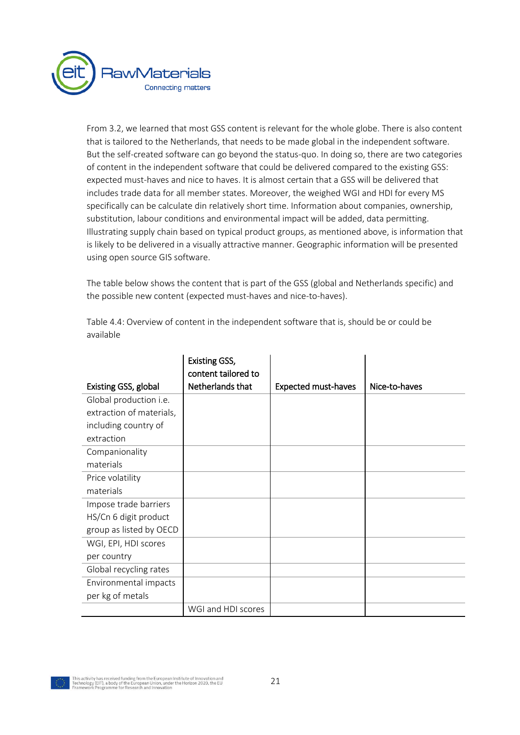From 3.2, we learned that most GSS content is relevant for the whole globe. There is also content that is tailored to the Netherlands, that needs to be made global in the independent software. But the self-created software can go beyond the status-quo. In doing so, there are two categories of content in the independent software that could be delivered compared to the existing GSS: expected must-haves and nice to haves. It is almost certain that a GSS will be delivered that includes trade data for all member states. Moreover, the weighed WGI and HDI for every MS specifically can be calculate din relatively short time. Information about companies, ownership, substitution, labour conditions and environmental impact will be added, data permitting. Illustrating supply chain based on typical product groups, as mentioned above, is information that is likely to be delivered in a visually attractive manner. Geographic information will be presented using open source GIS software.

The table below shows the content that is part of the GSS (global and Netherlands specific) and the possible new content (expected must-haves and nice-to-haves).

Table 4.4: Overview of content in the independent software that is, should be or could be available

| Existing GSS, global | Existing GSS, content tailored to Netherlands that | Expected must-haves | Nice-to-haves |
|---|---|---|---|
| Global production i.e. extraction of materials, including country of extraction | | | |
| Companionality materials | | | |
| Price volatility materials | | | |
| Impose trade barriers HS/Cn 6 digit product group as listed by OECD | | | |
| WGI, EPI, HDI scores per country | | | |
| Global recycling rates | | | |
| Environmental impacts per kg of metals | | | |
| | WGI and HDI scores | | |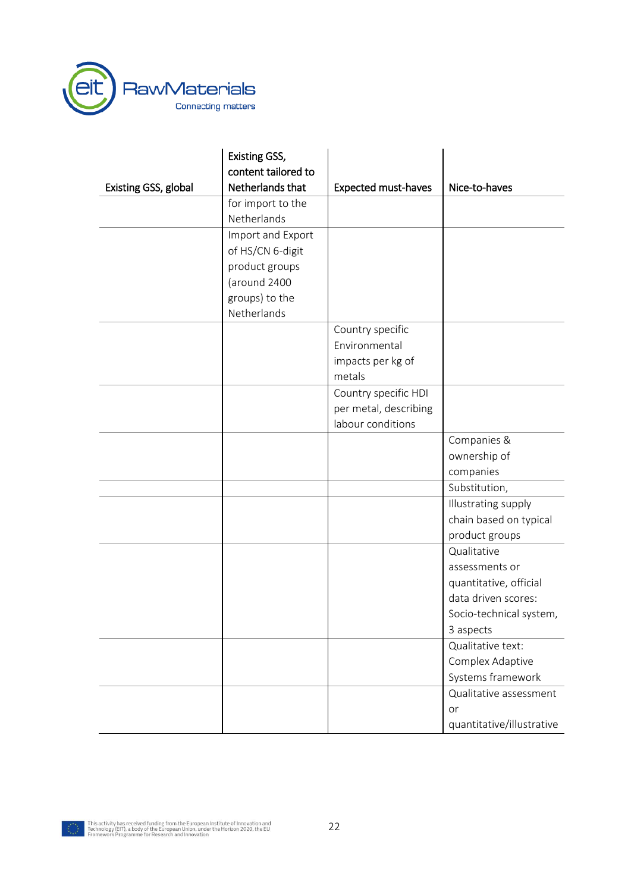| Existing GSS, global | Existing GSS, content tailored to Netherlands that | Expected must-haves | Nice-to-haves |
|---|---|---|---|
| | for import to the Netherlands | | |
| | Import and Export of HS/CN 6-digit product groups (around 2400 groups) to the Netherlands | | |
| | | Country specific Environmental impacts per kg of metals | |
| | | Country specific HDI per metal, describing labour conditions | |
| | | | Companies & ownership of companies |
| | | | Substitution, |
| | | | Illustrating supply chain based on typical product groups |
| | | | Qualitative assessments or quantitative, official data driven scores: Socio-technical system, 3 aspects |
| | | | Qualitative text: Complex Adaptive Systems framework |
| | | | Qualitative assessment or quantitative/illustrative |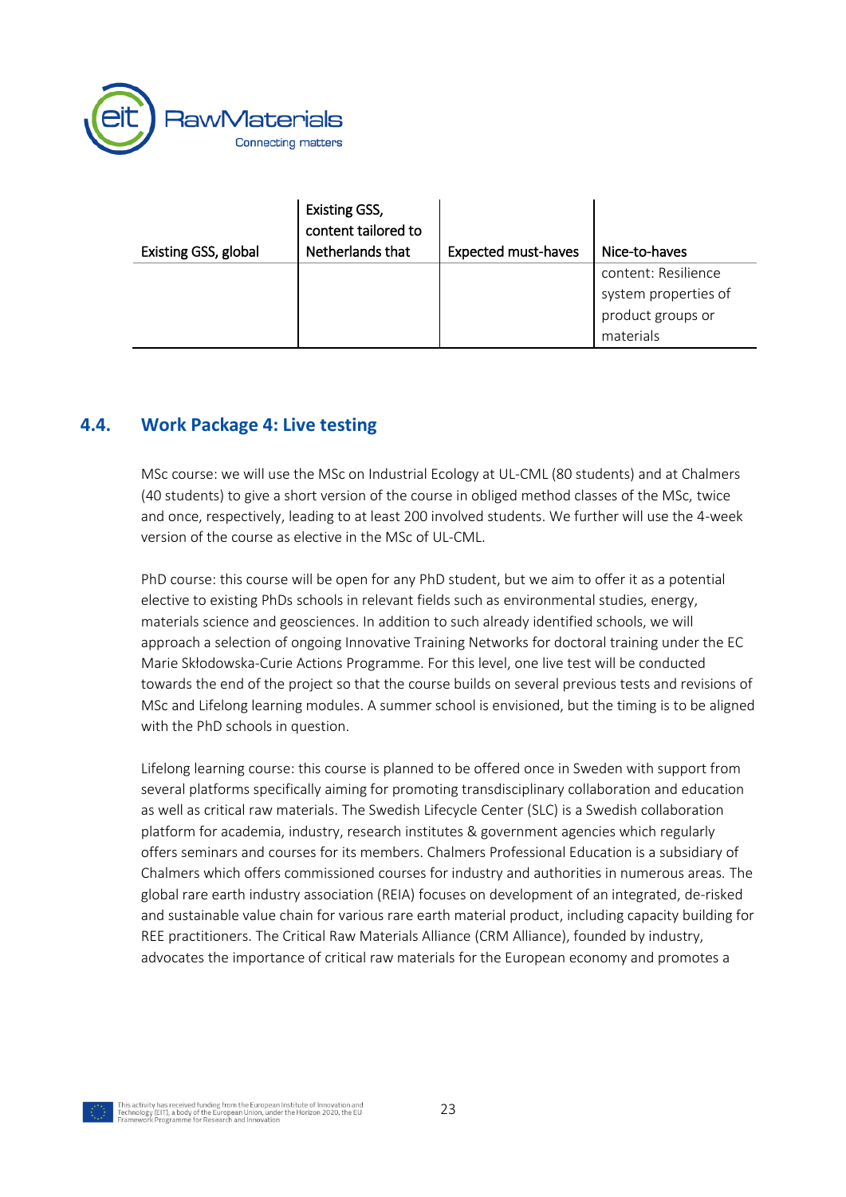| Existing GSS, global | Existing GSS, content tailored to Netherlands that | Expected must-haves | Nice-to-haves |
|---|---|---|---|
| | | | content: Resilience system properties of product groups or materials |

## 4.4. Work Package 4: Live testing

MSc course: we will use the MSc on Industrial Ecology at UL-CML (80 students) and at Chalmers (40 students) to give a short version of the course in obliged method classes of the MSc, twice and once, respectively, leading to at least 200 involved students. We further will use the 4-week version of the course as elective in the MSc of UL-CML.

PhD course: this course will be open for any PhD student, but we aim to offer it as a potential elective to existing PhDs schools in relevant fields such as environmental studies, energy, materials science and geosciences. In addition to such already identified schools, we will approach a selection of ongoing Innovative Training Networks for doctoral training under the EC Marie Skłodowska-Curie Actions Programme. For this level, one live test will be conducted towards the end of the project so that the course builds on several previous tests and revisions of MSc and Lifelong learning modules. A summer school is envisioned, but the timing is to be aligned with the PhD schools in question.

Lifelong learning course: this course is planned to be offered once in Sweden with support from several platforms specifically aiming for promoting transdisciplinary collaboration and education as well as critical raw materials. The Swedish Lifecycle Center (SLC) is a Swedish collaboration platform for academia, industry, research institutes & government agencies which regularly offers seminars and courses for its members. Chalmers Professional Education is a subsidiary of Chalmers which offers commissioned courses for industry and authorities in numerous areas. The global rare earth industry association (REIA) focuses on development of an integrated, de-risked and sustainable value chain for various rare earth material product, including capacity building for REE practitioners. The Critical Raw Materials Alliance (CRM Alliance), founded by industry, advocates the importance of critical raw materials for the European economy and promotes a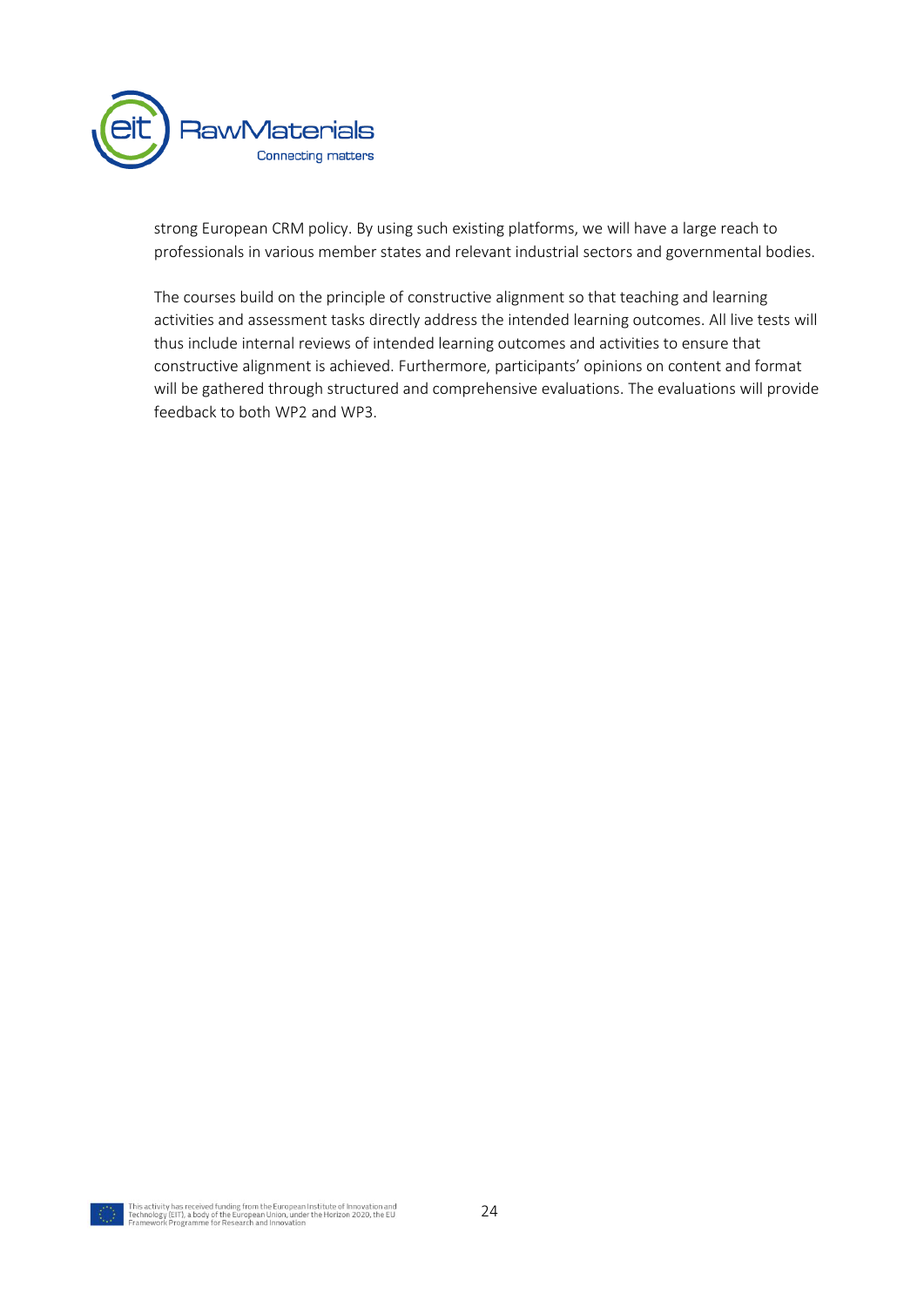strong European CRM policy. By using such existing platforms, we will have a large reach to professionals in various member states and relevant industrial sectors and governmental bodies.

The courses build on the principle of constructive alignment so that teaching and learning activities and assessment tasks directly address the intended learning outcomes. All live tests will thus include internal reviews of intended learning outcomes and activities to ensure that constructive alignment is achieved. Furthermore, participants' opinions on content and format will be gathered through structured and comprehensive evaluations. The evaluations will provide feedback to both WP2 and WP3.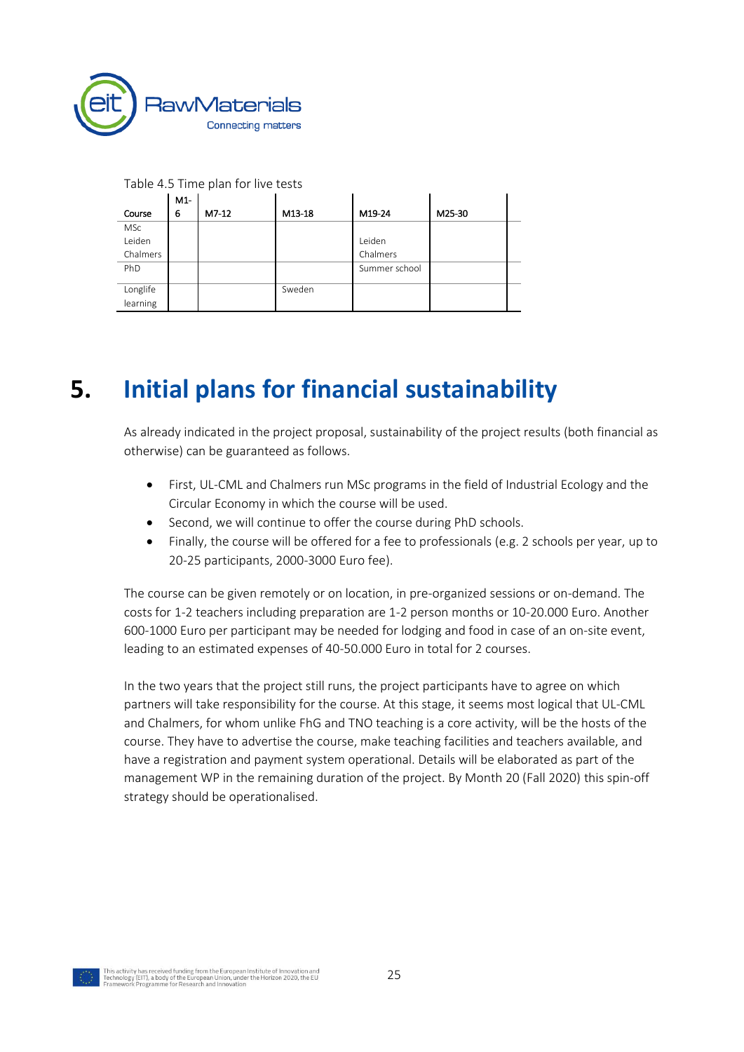Table 4.5 Time plan for live tests

| Course | M1-6 | M7-12 | M13-18 | M19-24 | M25-30 |
|---|---|---|---|---|---|
| MSc<br>Leiden<br>Chalmers | | | | Leiden<br>Chalmers | |
| PhD | | | | Summer school | |
| Longlife learning | | | Sweden | | |

# 5. Initial plans for financial sustainability

As already indicated in the project proposal, sustainability of the project results (both financial as otherwise) can be guaranteed as follows.

- First, UL-CML and Chalmers run MSc programs in the field of Industrial Ecology and the Circular Economy in which the course will be used.
- Second, we will continue to offer the course during PhD schools.
- Finally, the course will be offered for a fee to professionals (e.g. 2 schools per year, up to 20-25 participants, 2000-3000 Euro fee).

The course can be given remotely or on location, in pre-organized sessions or on-demand. The costs for 1-2 teachers including preparation are 1-2 person months or 10-20.000 Euro. Another 600-1000 Euro per participant may be needed for lodging and food in case of an on-site event, leading to an estimated expenses of 40-50.000 Euro in total for 2 courses.

In the two years that the project still runs, the project participants have to agree on which partners will take responsibility for the course. At this stage, it seems most logical that UL-CML and Chalmers, for whom unlike FhG and TNO teaching is a core activity, will be the hosts of the course. They have to advertise the course, make teaching facilities and teachers available, and have a registration and payment system operational. Details will be elaborated as part of the management WP in the remaining duration of the project. By Month 20 (Fall 2020) this spin-off strategy should be operationalised.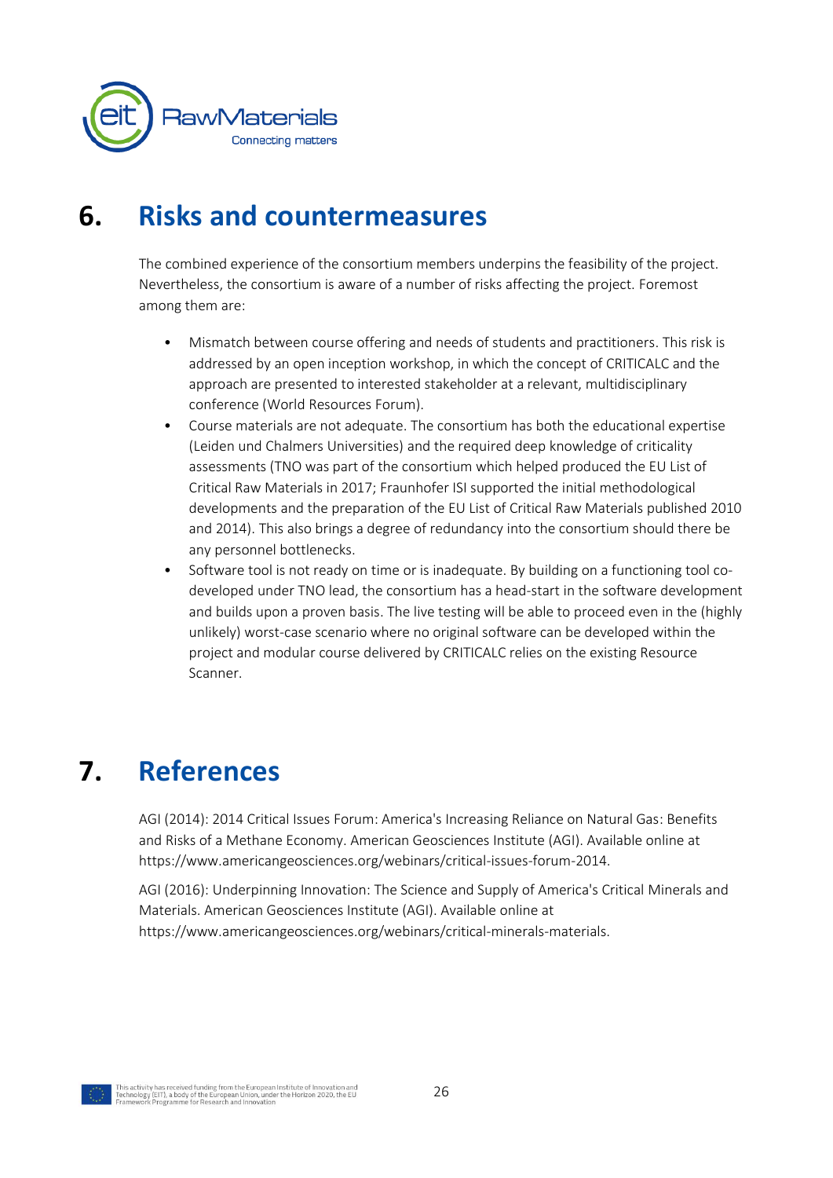# 6. Risks and countermeasures

The combined experience of the consortium members underpins the feasibility of the project. Nevertheless, the consortium is aware of a number of risks affecting the project. Foremost among them are:

- Mismatch between course offering and needs of students and practitioners. This risk is addressed by an open inception workshop, in which the concept of CRITICALC and the approach are presented to interested stakeholder at a relevant, multidisciplinary conference (World Resources Forum).
- Course materials are not adequate. The consortium has both the educational expertise (Leiden und Chalmers Universities) and the required deep knowledge of criticality assessments (TNO was part of the consortium which helped produced the EU List of Critical Raw Materials in 2017; Fraunhofer ISI supported the initial methodological developments and the preparation of the EU List of Critical Raw Materials published 2010 and 2014). This also brings a degree of redundancy into the consortium should there be any personnel bottlenecks.
- Software tool is not ready on time or is inadequate. By building on a functioning tool co-developed under TNO lead, the consortium has a head-start in the software development and builds upon a proven basis. The live testing will be able to proceed even in the (highly unlikely) worst-case scenario where no original software can be developed within the project and modular course delivered by CRITICALC relies on the existing Resource Scanner.

# 7. References

AGI (2014): 2014 Critical Issues Forum: America's Increasing Reliance on Natural Gas: Benefits and Risks of a Methane Economy. American Geosciences Institute (AGI). Available online at https://www.americangeosciences.org/webinars/critical-issues-forum-2014.

AGI (2016): Underpinning Innovation: The Science and Supply of America's Critical Minerals and Materials. American Geosciences Institute (AGI). Available online at https://www.americangeosciences.org/webinars/critical-minerals-materials.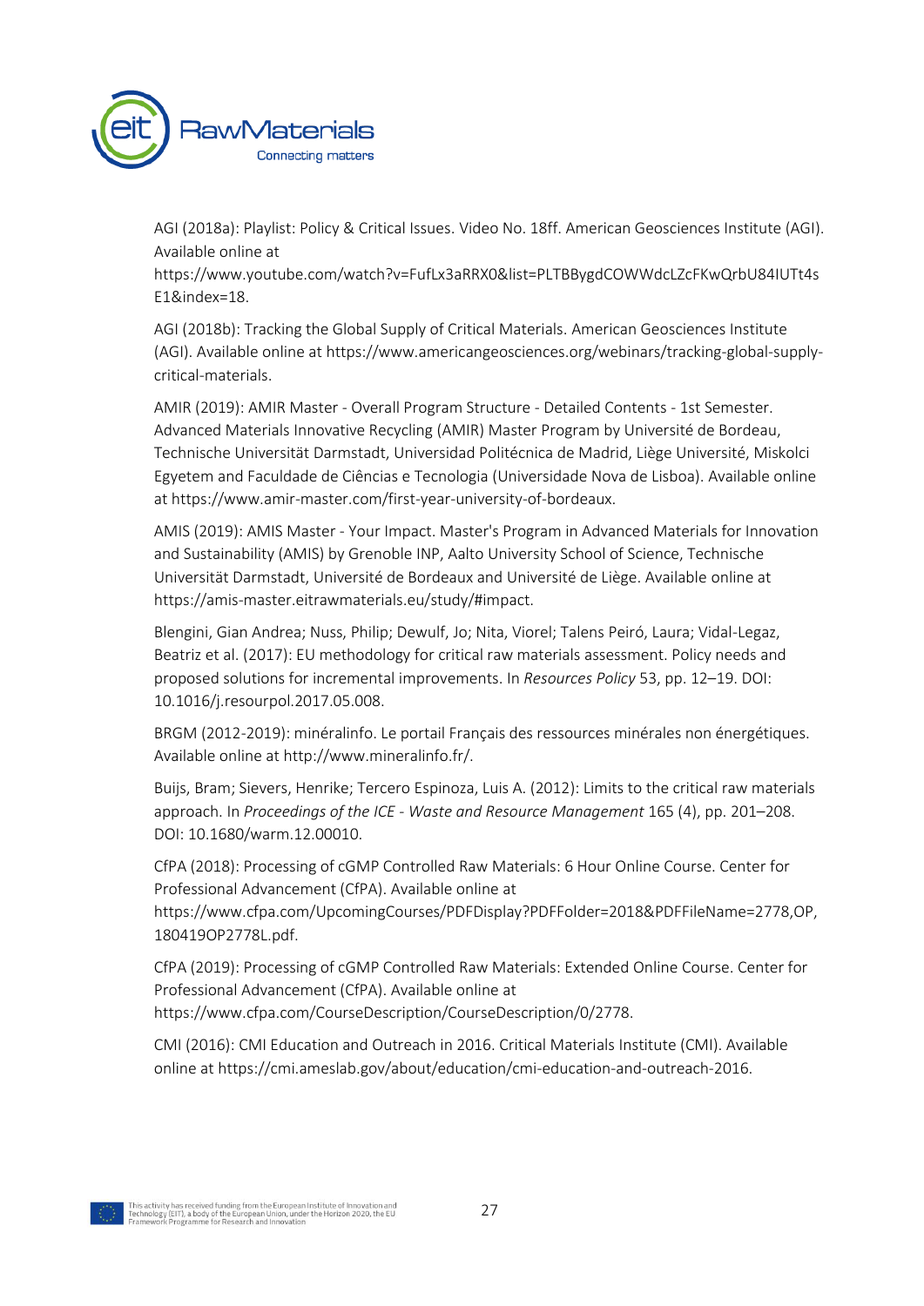AGI (2018a): Playlist: Policy & Critical Issues. Video No. 18ff. American Geosciences Institute (AGI). Available online at https://www.youtube.com/watch?v=FufLx3aRRX0&list=PLTBBygdCOWWdcLZcFKwQrbU84IUTt4sE1&index=18.

AGI (2018b): Tracking the Global Supply of Critical Materials. American Geosciences Institute (AGI). Available online at https://www.americangeosciences.org/webinars/tracking-global-supply-critical-materials.

AMIR (2019): AMIR Master - Overall Program Structure - Detailed Contents - 1st Semester. Advanced Materials Innovative Recycling (AMIR) Master Program by Université de Bordeau, Technische Universität Darmstadt, Universidad Politécnica de Madrid, Liège Université, Miskolci Egyetem and Faculdade de Ciências e Tecnologia (Universidade Nova de Lisboa). Available online at https://www.amir-master.com/first-year-university-of-bordeaux.

AMIS (2019): AMIS Master - Your Impact. Master's Program in Advanced Materials for Innovation and Sustainability (AMIS) by Grenoble INP, Aalto University School of Science, Technische Universität Darmstadt, Université de Bordeaux and Université de Liège. Available online at https://amis-master.eitrawmaterials.eu/study/#impact.

Blengini, Gian Andrea; Nuss, Philip; Dewulf, Jo; Nita, Viorel; Talens Peiró, Laura; Vidal-Legaz, Beatriz et al. (2017): EU methodology for critical raw materials assessment. Policy needs and proposed solutions for incremental improvements. In *Resources Policy* 53, pp. 12–19. DOI: 10.1016/j.resourpol.2017.05.008.

BRGM (2012-2019): minéralinfo. Le portail Français des ressources minérales non énergétiques. Available online at http://www.mineralinfo.fr/.

Buijs, Bram; Sievers, Henrike; Tercero Espinoza, Luis A. (2012): Limits to the critical raw materials approach. In *Proceedings of the ICE - Waste and Resource Management* 165 (4), pp. 201–208. DOI: 10.1680/warm.12.00010.

CfPA (2018): Processing of cGMP Controlled Raw Materials: 6 Hour Online Course. Center for Professional Advancement (CfPA). Available online at https://www.cfpa.com/UpcomingCourses/PDFDisplay?PDFFolder=2018&PDFFileName=2778,OP,180419OP2778L.pdf.

CfPA (2019): Processing of cGMP Controlled Raw Materials: Extended Online Course. Center for Professional Advancement (CfPA). Available online at https://www.cfpa.com/CourseDescription/CourseDescription/0/2778.

CMI (2016): CMI Education and Outreach in 2016. Critical Materials Institute (CMI). Available online at https://cmi.ameslab.gov/about/education/cmi-education-and-outreach-2016.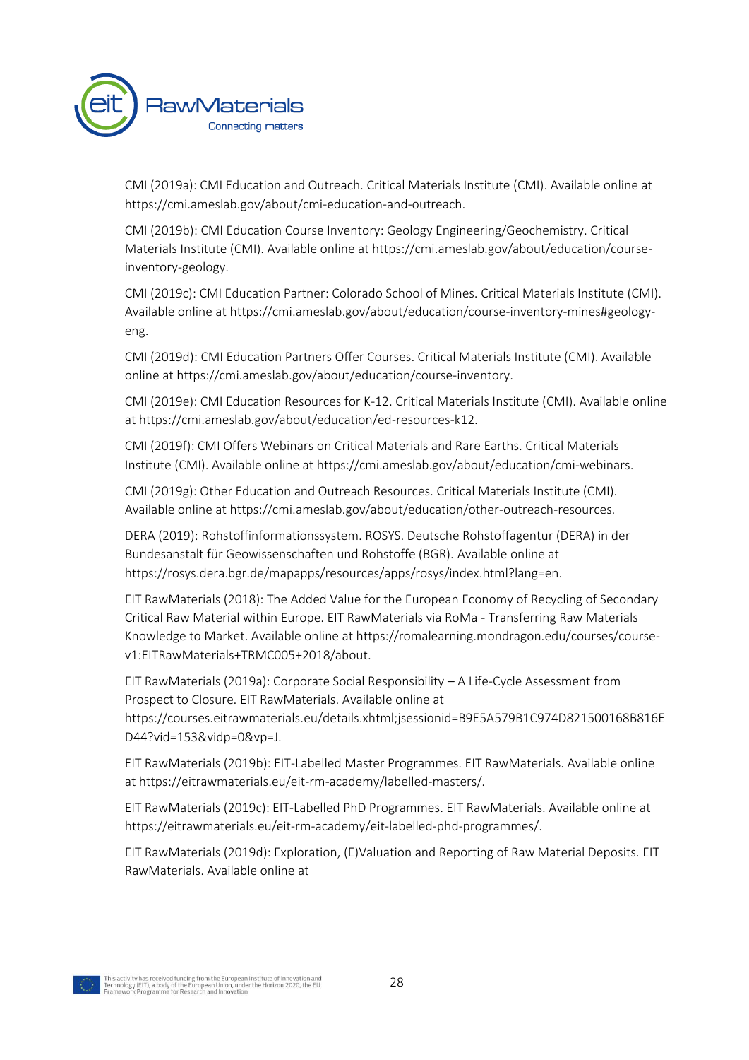CMI (2019a): CMI Education and Outreach. Critical Materials Institute (CMI). Available online at https://cmi.ameslab.gov/about/cmi-education-and-outreach.

CMI (2019b): CMI Education Course Inventory: Geology Engineering/Geochemistry. Critical Materials Institute (CMI). Available online at https://cmi.ameslab.gov/about/education/course-inventory-geology.

CMI (2019c): CMI Education Partner: Colorado School of Mines. Critical Materials Institute (CMI). Available online at https://cmi.ameslab.gov/about/education/course-inventory-mines#geology-eng.

CMI (2019d): CMI Education Partners Offer Courses. Critical Materials Institute (CMI). Available online at https://cmi.ameslab.gov/about/education/course-inventory.

CMI (2019e): CMI Education Resources for K-12. Critical Materials Institute (CMI). Available online at https://cmi.ameslab.gov/about/education/ed-resources-k12.

CMI (2019f): CMI Offers Webinars on Critical Materials and Rare Earths. Critical Materials Institute (CMI). Available online at https://cmi.ameslab.gov/about/education/cmi-webinars.

CMI (2019g): Other Education and Outreach Resources. Critical Materials Institute (CMI). Available online at https://cmi.ameslab.gov/about/education/other-outreach-resources.

DERA (2019): Rohstoffinformationssystem. ROSYS. Deutsche Rohstoffagentur (DERA) in der Bundesanstalt für Geowissenschaften und Rohstoffe (BGR). Available online at https://rosys.dera.bgr.de/mapapps/resources/apps/rosys/index.html?lang=en.

EIT RawMaterials (2018): The Added Value for the European Economy of Recycling of Secondary Critical Raw Material within Europe. EIT RawMaterials via RoMa - Transferring Raw Materials Knowledge to Market. Available online at https://romalearning.mondragon.edu/courses/course-v1:EITRawMaterials+TRMC005+2018/about.

EIT RawMaterials (2019a): Corporate Social Responsibility – A Life-Cycle Assessment from Prospect to Closure. EIT RawMaterials. Available online at https://courses.eitrawmaterials.eu/details.xhtml;jsessionid=B9E5A579B1C974D821500168B816ED44?vid=153&vidp=0&vp=J.

EIT RawMaterials (2019b): EIT-Labelled Master Programmes. EIT RawMaterials. Available online at https://eitrawmaterials.eu/eit-rm-academy/labelled-masters/.

EIT RawMaterials (2019c): EIT-Labelled PhD Programmes. EIT RawMaterials. Available online at https://eitrawmaterials.eu/eit-rm-academy/eit-labelled-phd-programmes/.

EIT RawMaterials (2019d): Exploration, (E)Valuation and Reporting of Raw Material Deposits. EIT RawMaterials. Available online at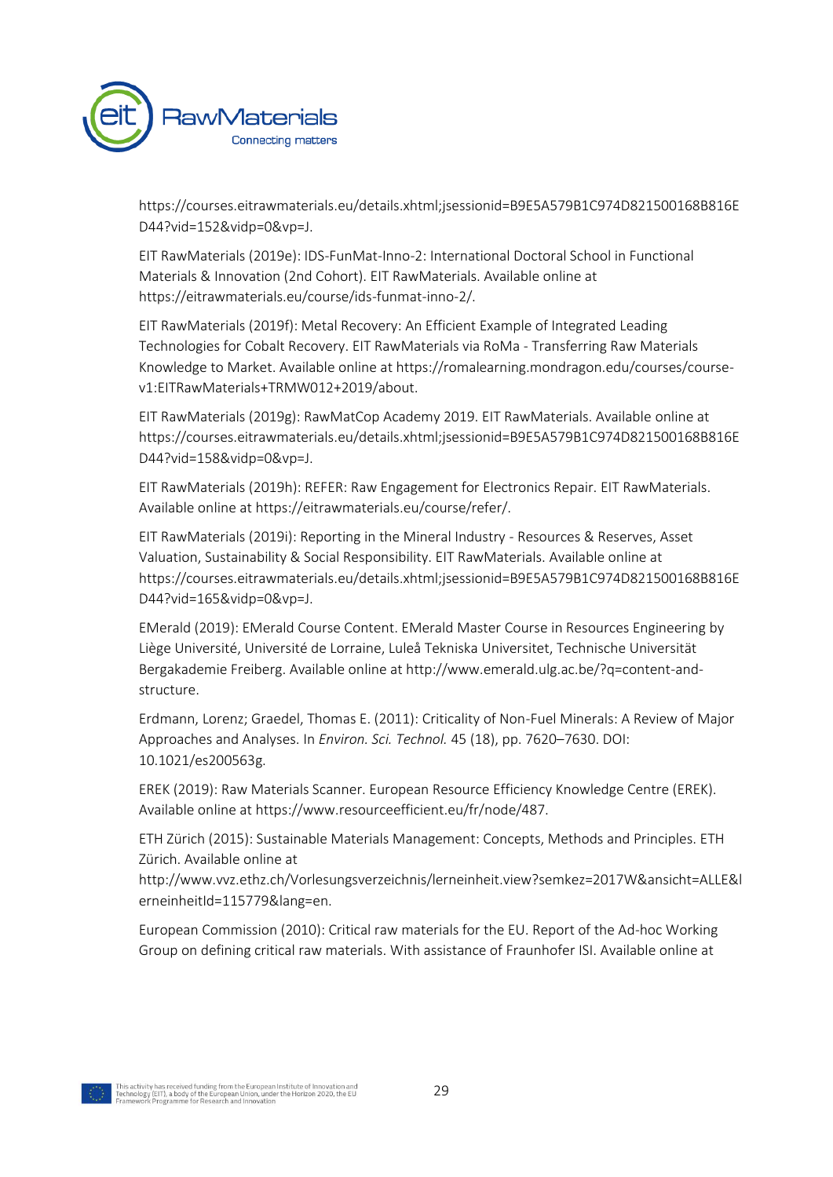https://courses.eitrawmaterials.eu/details.xhtml;jsessionid=B9E5A579B1C974D821500168B816ED44?vid=152&vidp=0&vp=J.

EIT RawMaterials (2019e): IDS-FunMat-Inno-2: International Doctoral School in Functional Materials & Innovation (2nd Cohort). EIT RawMaterials. Available online at https://eitrawmaterials.eu/course/ids-funmat-inno-2/.

EIT RawMaterials (2019f): Metal Recovery: An Efficient Example of Integrated Leading Technologies for Cobalt Recovery. EIT RawMaterials via RoMa - Transferring Raw Materials Knowledge to Market. Available online at https://romalearning.mondragon.edu/courses/course-v1:EITRawMaterials+TRMW012+2019/about.

EIT RawMaterials (2019g): RawMatCop Academy 2019. EIT RawMaterials. Available online at https://courses.eitrawmaterials.eu/details.xhtml;jsessionid=B9E5A579B1C974D821500168B816ED44?vid=158&vidp=0&vp=J.

EIT RawMaterials (2019h): REFER: Raw Engagement for Electronics Repair. EIT RawMaterials. Available online at https://eitrawmaterials.eu/course/refer/.

EIT RawMaterials (2019i): Reporting in the Mineral Industry - Resources & Reserves, Asset Valuation, Sustainability & Social Responsibility. EIT RawMaterials. Available online at https://courses.eitrawmaterials.eu/details.xhtml;jsessionid=B9E5A579B1C974D821500168B816ED44?vid=165&vidp=0&vp=J.

EMerald (2019): EMerald Course Content. EMerald Master Course in Resources Engineering by Liège Université, Université de Lorraine, Luleå Tekniska Universitet, Technische Universität Bergakademie Freiberg. Available online at http://www.emerald.ulg.ac.be/?q=content-and-structure.

Erdmann, Lorenz; Graedel, Thomas E. (2011): Criticality of Non-Fuel Minerals: A Review of Major Approaches and Analyses. In *Environ. Sci. Technol.* 45 (18), pp. 7620–7630. DOI: 10.1021/es200563g.

EREK (2019): Raw Materials Scanner. European Resource Efficiency Knowledge Centre (EREK). Available online at https://www.resourceefficient.eu/fr/node/487.

ETH Zürich (2015): Sustainable Materials Management: Concepts, Methods and Principles. ETH Zürich. Available online at http://www.vvz.ethz.ch/Vorlesungsverzeichnis/lerneinheit.view?semkez=2017W&ansicht=ALLE&lerneinheitId=115779&lang=en.

European Commission (2010): Critical raw materials for the EU. Report of the Ad-hoc Working Group on defining critical raw materials. With assistance of Fraunhofer ISI. Available online at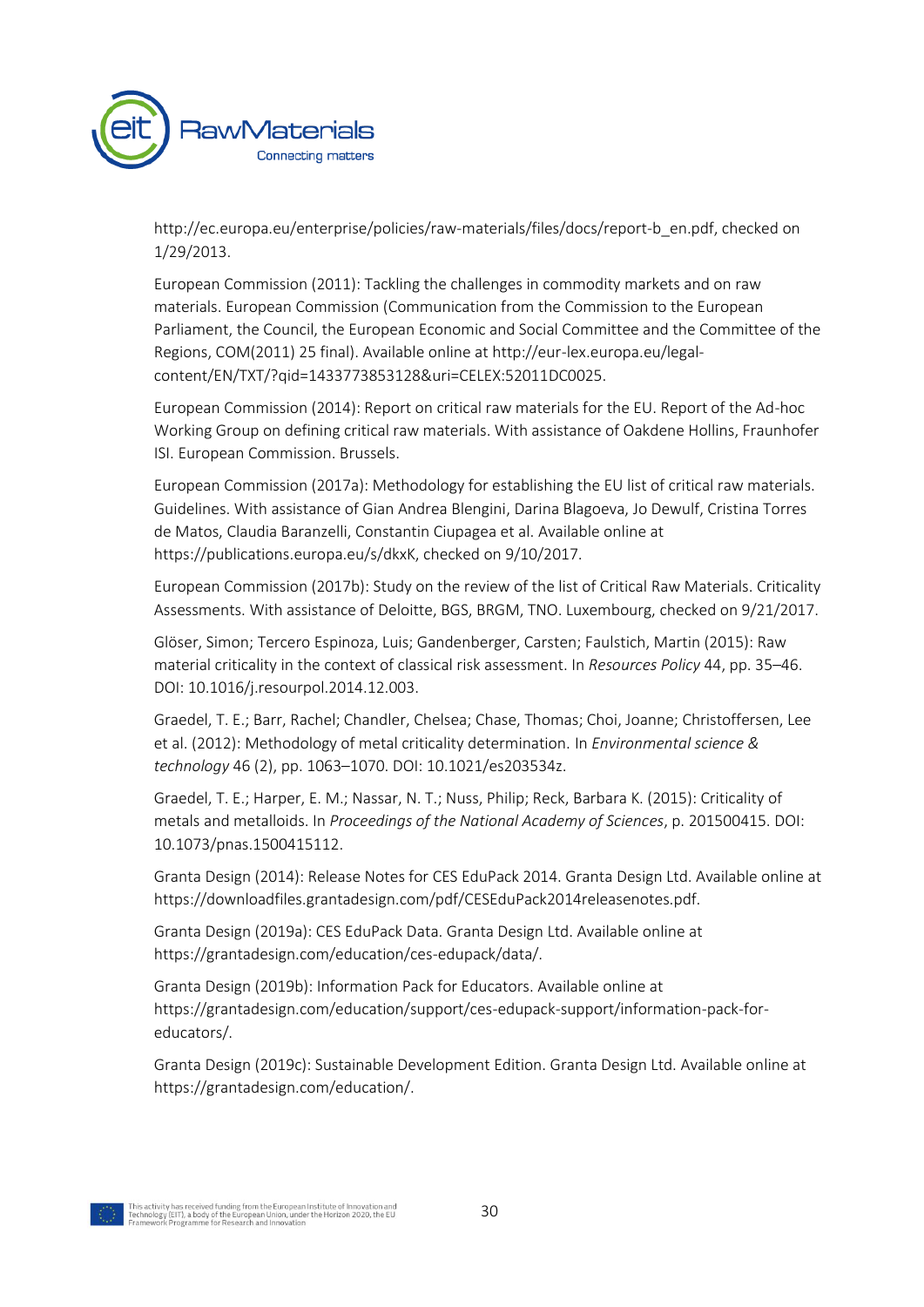http://ec.europa.eu/enterprise/policies/raw-materials/files/docs/report-b_en.pdf, checked on 1/29/2013.

European Commission (2011): Tackling the challenges in commodity markets and on raw materials. European Commission (Communication from the Commission to the European Parliament, the Council, the European Economic and Social Committee and the Committee of the Regions, COM(2011) 25 final). Available online at http://eur-lex.europa.eu/legal-content/EN/TXT/?qid=1433773853128&uri=CELEX:52011DC0025.

European Commission (2014): Report on critical raw materials for the EU. Report of the Ad-hoc Working Group on defining critical raw materials. With assistance of Oakdene Hollins, Fraunhofer ISI. European Commission. Brussels.

European Commission (2017a): Methodology for establishing the EU list of critical raw materials. Guidelines. With assistance of Gian Andrea Blengini, Darina Blagoeva, Jo Dewulf, Cristina Torres de Matos, Claudia Baranzelli, Constantin Ciupagea et al. Available online at https://publications.europa.eu/s/dkxK, checked on 9/10/2017.

European Commission (2017b): Study on the review of the list of Critical Raw Materials. Criticality Assessments. With assistance of Deloitte, BGS, BRGM, TNO. Luxembourg, checked on 9/21/2017.

Glöser, Simon; Tercero Espinoza, Luis; Gandenberger, Carsten; Faulstich, Martin (2015): Raw material criticality in the context of classical risk assessment. In *Resources Policy* 44, pp. 35–46. DOI: 10.1016/j.resourpol.2014.12.003.

Graedel, T. E.; Barr, Rachel; Chandler, Chelsea; Chase, Thomas; Choi, Joanne; Christoffersen, Lee et al. (2012): Methodology of metal criticality determination. In *Environmental science & technology* 46 (2), pp. 1063–1070. DOI: 10.1021/es203534z.

Graedel, T. E.; Harper, E. M.; Nassar, N. T.; Nuss, Philip; Reck, Barbara K. (2015): Criticality of metals and metalloids. In *Proceedings of the National Academy of Sciences*, p. 201500415. DOI: 10.1073/pnas.1500415112.

Granta Design (2014): Release Notes for CES EduPack 2014. Granta Design Ltd. Available online at https://downloadfiles.grantadesign.com/pdf/CESEduPack2014releasenotes.pdf.

Granta Design (2019a): CES EduPack Data. Granta Design Ltd. Available online at https://grantadesign.com/education/ces-edupack/data/.

Granta Design (2019b): Information Pack for Educators. Available online at https://grantadesign.com/education/support/ces-edupack-support/information-pack-for-educators/.

Granta Design (2019c): Sustainable Development Edition. Granta Design Ltd. Available online at https://grantadesign.com/education/.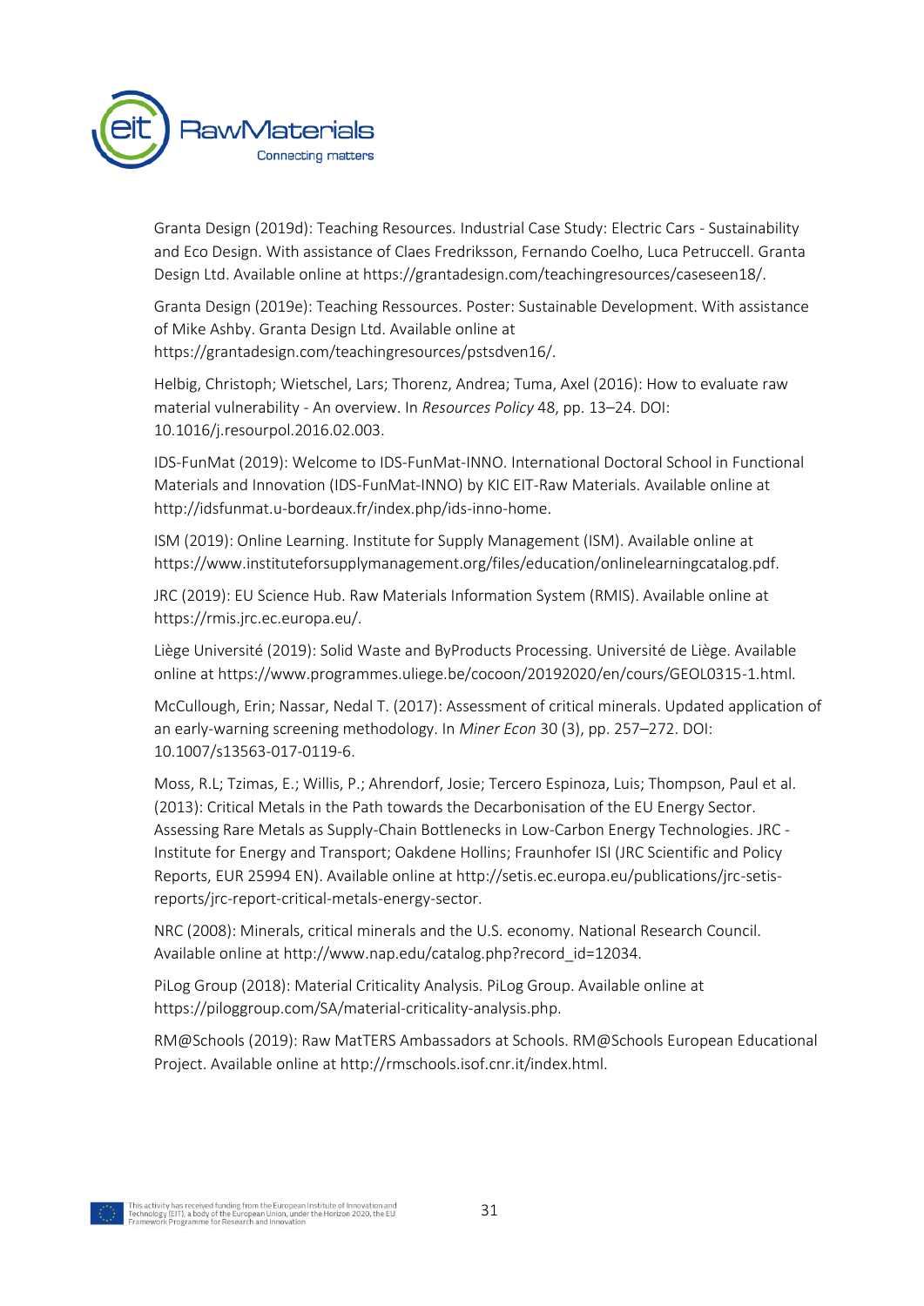Granta Design (2019d): Teaching Resources. Industrial Case Study: Electric Cars - Sustainability and Eco Design. With assistance of Claes Fredriksson, Fernando Coelho, Luca Petruccell. Granta Design Ltd. Available online at https://grantadesign.com/teachingresources/caseseen18/.

Granta Design (2019e): Teaching Ressources. Poster: Sustainable Development. With assistance of Mike Ashby. Granta Design Ltd. Available online at https://grantadesign.com/teachingresources/pstsdven16/.

Helbig, Christoph; Wietschel, Lars; Thorenz, Andrea; Tuma, Axel (2016): How to evaluate raw material vulnerability - An overview. In *Resources Policy* 48, pp. 13–24. DOI: 10.1016/j.resourpol.2016.02.003.

IDS-FunMat (2019): Welcome to IDS-FunMat-INNO. International Doctoral School in Functional Materials and Innovation (IDS-FunMat-INNO) by KIC EIT-Raw Materials. Available online at http://idsfunmat.u-bordeaux.fr/index.php/ids-inno-home.

ISM (2019): Online Learning. Institute for Supply Management (ISM). Available online at https://www.instituteforsupplymanagement.org/files/education/onlinelearningcatalog.pdf.

JRC (2019): EU Science Hub. Raw Materials Information System (RMIS). Available online at https://rmis.jrc.ec.europa.eu/.

Liège Université (2019): Solid Waste and ByProducts Processing. Université de Liège. Available online at https://www.programmes.uliege.be/cocoon/20192020/en/cours/GEOL0315-1.html.

McCullough, Erin; Nassar, Nedal T. (2017): Assessment of critical minerals. Updated application of an early-warning screening methodology. In *Miner Econ* 30 (3), pp. 257–272. DOI: 10.1007/s13563-017-0119-6.

Moss, R.L; Tzimas, E.; Willis, P.; Ahrendorf, Josie; Tercero Espinoza, Luis; Thompson, Paul et al. (2013): Critical Metals in the Path towards the Decarbonisation of the EU Energy Sector. Assessing Rare Metals as Supply-Chain Bottlenecks in Low-Carbon Energy Technologies. JRC - Institute for Energy and Transport; Oakdene Hollins; Fraunhofer ISI (JRC Scientific and Policy Reports, EUR 25994 EN). Available online at http://setis.ec.europa.eu/publications/jrc-setis-reports/jrc-report-critical-metals-energy-sector.

NRC (2008): Minerals, critical minerals and the U.S. economy. National Research Council. Available online at http://www.nap.edu/catalog.php?record_id=12034.

PiLog Group (2018): Material Criticality Analysis. PiLog Group. Available online at https://piloggroup.com/SA/material-criticality-analysis.php.

RM@Schools (2019): Raw MatTERS Ambassadors at Schools. RM@Schools European Educational Project. Available online at http://rmschools.isof.cnr.it/index.html.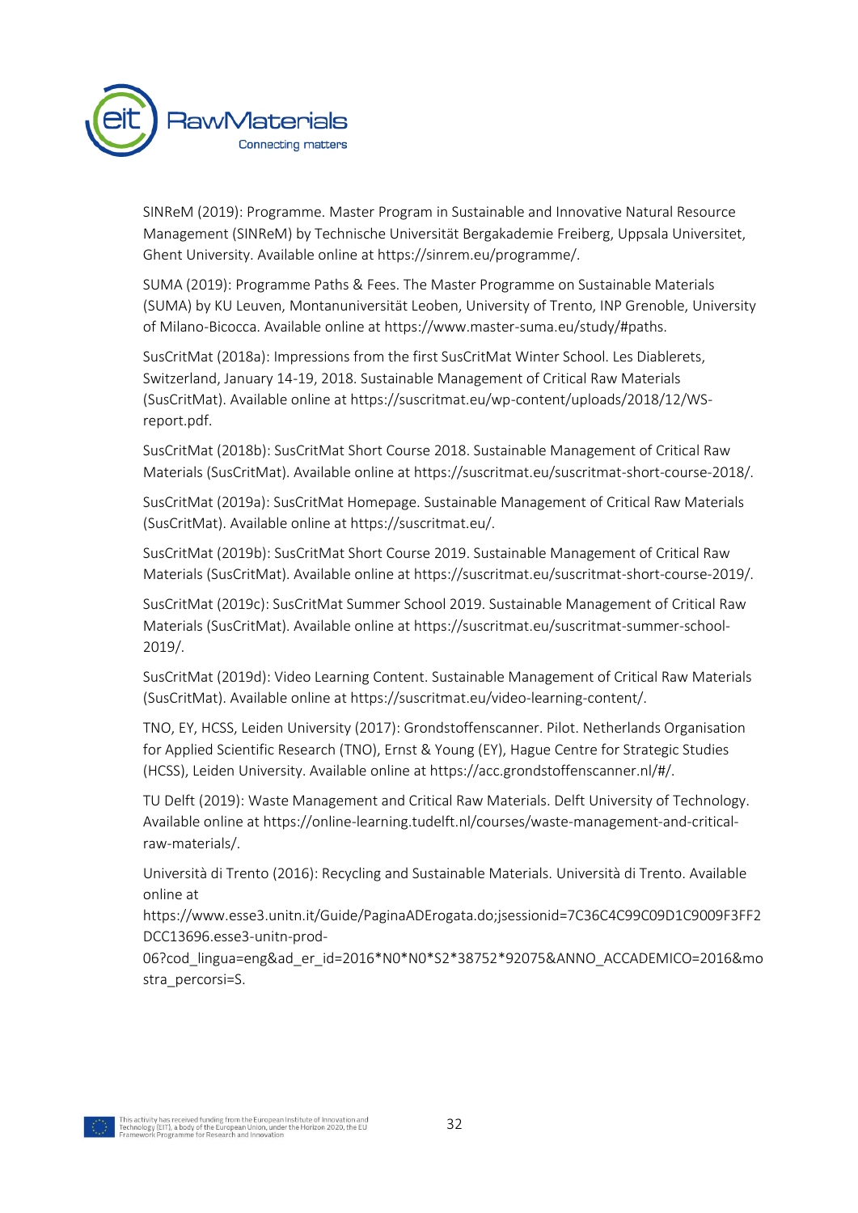SINReM (2019): Programme. Master Program in Sustainable and Innovative Natural Resource Management (SINReM) by Technische Universität Bergakademie Freiberg, Uppsala Universitet, Ghent University. Available online at https://sinrem.eu/programme/.

SUMA (2019): Programme Paths & Fees. The Master Programme on Sustainable Materials (SUMA) by KU Leuven, Montanuniversität Leoben, University of Trento, INP Grenoble, University of Milano-Bicocca. Available online at https://www.master-suma.eu/study/#paths.

SusCritMat (2018a): Impressions from the first SusCritMat Winter School. Les Diablerets, Switzerland, January 14-19, 2018. Sustainable Management of Critical Raw Materials (SusCritMat). Available online at https://suscritmat.eu/wp-content/uploads/2018/12/WS-report.pdf.

SusCritMat (2018b): SusCritMat Short Course 2018. Sustainable Management of Critical Raw Materials (SusCritMat). Available online at https://suscritmat.eu/suscritmat-short-course-2018/.

SusCritMat (2019a): SusCritMat Homepage. Sustainable Management of Critical Raw Materials (SusCritMat). Available online at https://suscritmat.eu/.

SusCritMat (2019b): SusCritMat Short Course 2019. Sustainable Management of Critical Raw Materials (SusCritMat). Available online at https://suscritmat.eu/suscritmat-short-course-2019/.

SusCritMat (2019c): SusCritMat Summer School 2019. Sustainable Management of Critical Raw Materials (SusCritMat). Available online at https://suscritmat.eu/suscritmat-summer-school-2019/.

SusCritMat (2019d): Video Learning Content. Sustainable Management of Critical Raw Materials (SusCritMat). Available online at https://suscritmat.eu/video-learning-content/.

TNO, EY, HCSS, Leiden University (2017): Grondstoffenscanner. Pilot. Netherlands Organisation for Applied Scientific Research (TNO), Ernst & Young (EY), Hague Centre for Strategic Studies (HCSS), Leiden University. Available online at https://acc.grondstoffenscanner.nl/#/.

TU Delft (2019): Waste Management and Critical Raw Materials. Delft University of Technology. Available online at https://online-learning.tudelft.nl/courses/waste-management-and-critical-raw-materials/.

Università di Trento (2016): Recycling and Sustainable Materials. Università di Trento. Available online at https://www.esse3.unitn.it/Guide/PaginaADErogata.do;jsessionid=7C36C4C99C09D1C9009F3FF2DCC13696.esse3-unitn-prod-06?cod_lingua=eng&ad_er_id=2016*N0*N0*S2*38752*92075&ANNO_ACCADEMICO=2016&mostra_percorsi=S.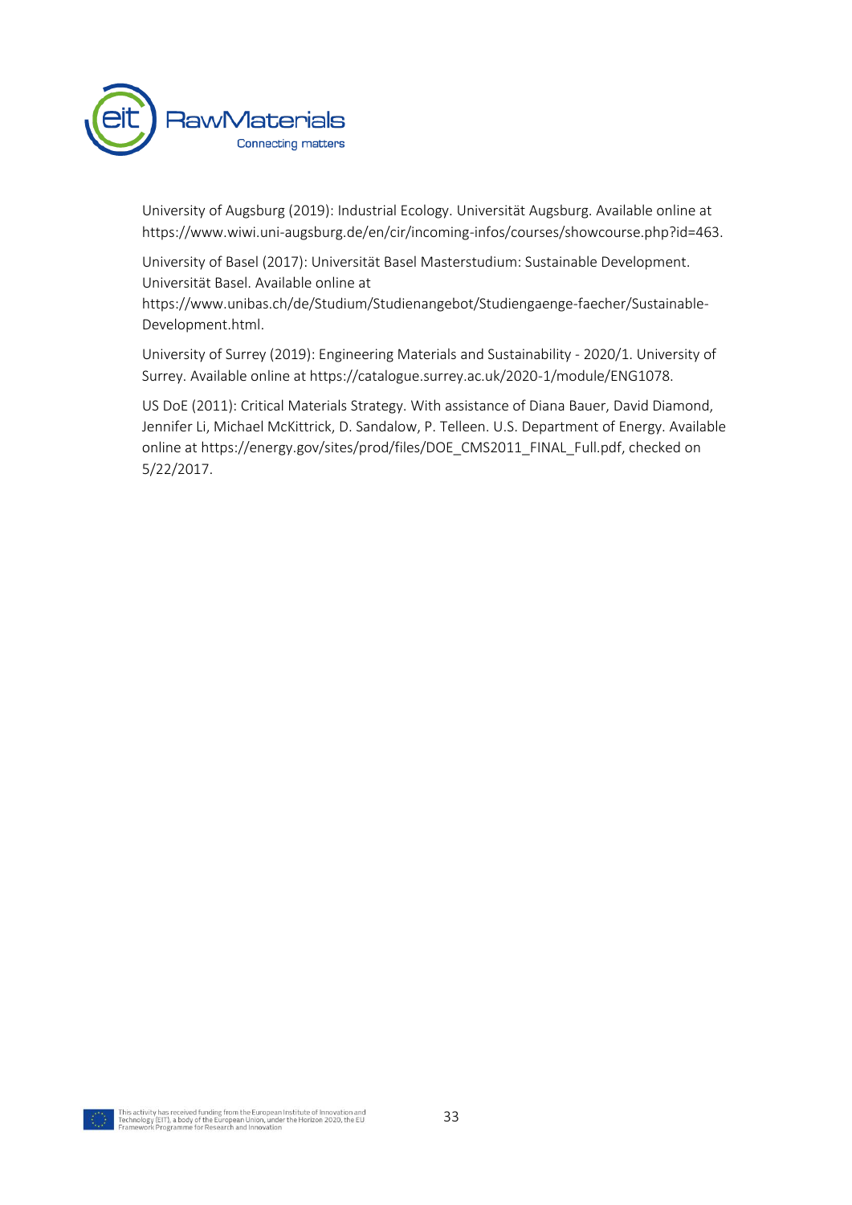University of Augsburg (2019): Industrial Ecology. Universität Augsburg. Available online at https://www.wiwi.uni-augsburg.de/en/cir/incoming-infos/courses/showcourse.php?id=463.

University of Basel (2017): Universität Basel Masterstudium: Sustainable Development. Universität Basel. Available online at https://www.unibas.ch/de/Studium/Studienangebot/Studiengaenge-faecher/Sustainable-Development.html.

University of Surrey (2019): Engineering Materials and Sustainability - 2020/1. University of Surrey. Available online at https://catalogue.surrey.ac.uk/2020-1/module/ENG1078.

US DoE (2011): Critical Materials Strategy. With assistance of Diana Bauer, David Diamond, Jennifer Li, Michael McKittrick, D. Sandalow, P. Telleen. U.S. Department of Energy. Available online at https://energy.gov/sites/prod/files/DOE_CMS2011_FINAL_Full.pdf, checked on 5/22/2017.